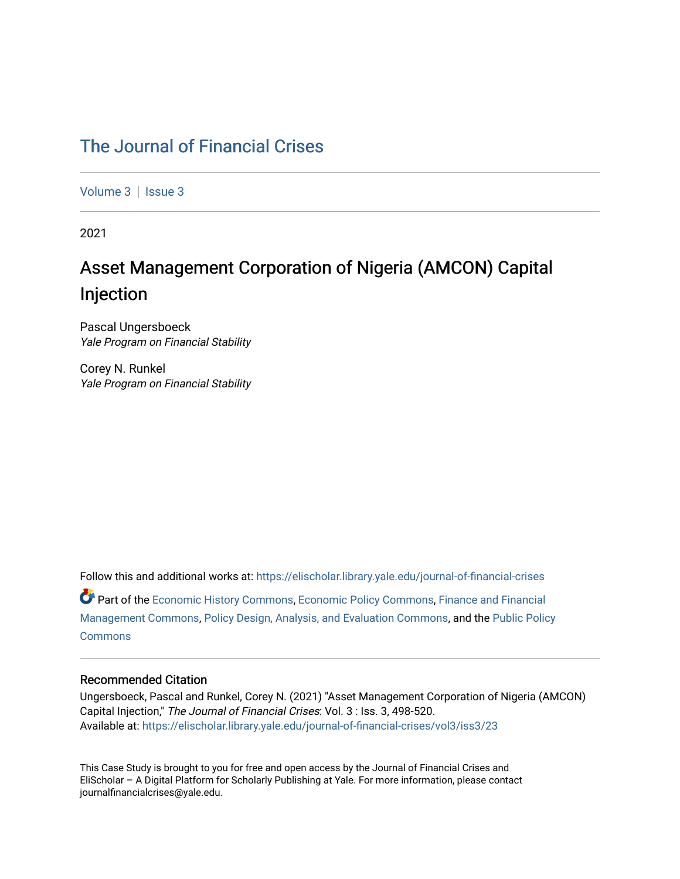# The Journal of Financial Crises

Volume 3 | Issue 3

2021

## Asset Management Corporation of Nigeria (AMCON) Capital Injection

Pascal Ungersboeck
*Yale Program on Financial Stability*

Corey N. Runkel
*Yale Program on Financial Stability*

Follow this and additional works at: https://elischolar.library.yale.edu/journal-of-financial-crises

Part of the Economic History Commons, Economic Policy Commons, Finance and Financial Management Commons, Policy Design, Analysis, and Evaluation Commons, and the Public Policy Commons

### Recommended Citation

Ungersboeck, Pascal and Runkel, Corey N. (2021) "Asset Management Corporation of Nigeria (AMCON) Capital Injection," *The Journal of Financial Crises*: Vol. 3 : Iss. 3, 498-520.
Available at: https://elischolar.library.yale.edu/journal-of-financial-crises/vol3/iss3/23

This Case Study is brought to you for free and open access by the Journal of Financial Crises and EliScholar – A Digital Platform for Scholarly Publishing at Yale. For more information, please contact journalfinancialcrises@yale.edu.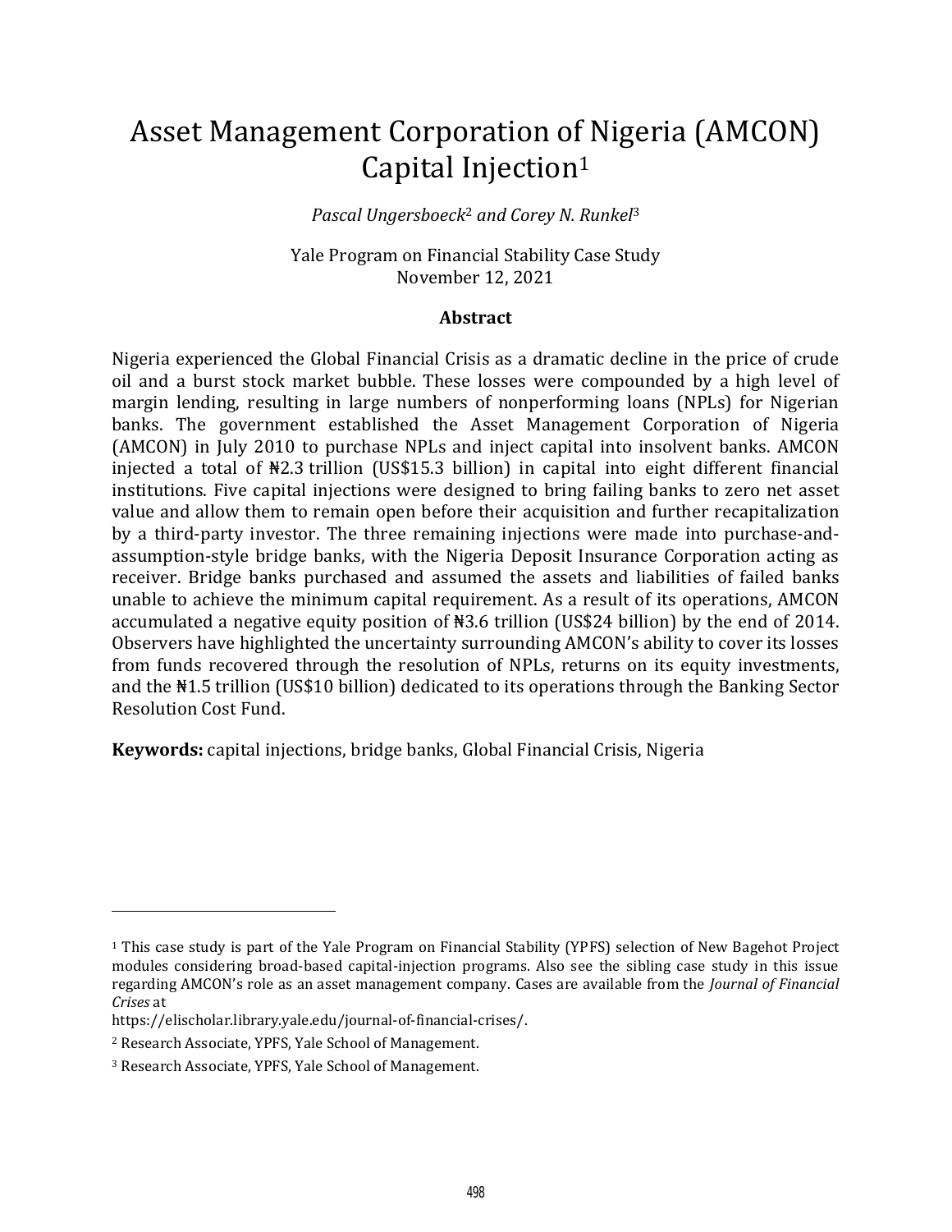# Asset Management Corporation of Nigeria (AMCON) Capital Injection[1]

*Pascal Ungersboeck[2] and Corey N. Runkel[3]*

Yale Program on Financial Stability Case Study
November 12, 2021

### Abstract

Nigeria experienced the Global Financial Crisis as a dramatic decline in the price of crude oil and a burst stock market bubble. These losses were compounded by a high level of margin lending, resulting in large numbers of nonperforming loans (NPLs) for Nigerian banks. The government established the Asset Management Corporation of Nigeria (AMCON) in July 2010 to purchase NPLs and inject capital into insolvent banks. AMCON injected a total of ₦2.3 trillion (US$15.3 billion) in capital into eight different financial institutions. Five capital injections were designed to bring failing banks to zero net asset value and allow them to remain open before their acquisition and further recapitalization by a third-party investor. The three remaining injections were made into purchase-and-assumption-style bridge banks, with the Nigeria Deposit Insurance Corporation acting as receiver. Bridge banks purchased and assumed the assets and liabilities of failed banks unable to achieve the minimum capital requirement. As a result of its operations, AMCON accumulated a negative equity position of ₦3.6 trillion (US$24 billion) by the end of 2014. Observers have highlighted the uncertainty surrounding AMCON's ability to cover its losses from funds recovered through the resolution of NPLs, returns on its equity investments, and the ₦1.5 trillion (US$10 billion) dedicated to its operations through the Banking Sector Resolution Cost Fund.

**Keywords:** capital injections, bridge banks, Global Financial Crisis, Nigeria

---

[1] This case study is part of the Yale Program on Financial Stability (YPFS) selection of New Bagehot Project modules considering broad-based capital-injection programs. Also see the sibling case study in this issue regarding AMCON's role as an asset management company. Cases are available from the *Journal of Financial Crises* at
https://elischolar.library.yale.edu/journal-of-financial-crises/.

[2] Research Associate, YPFS, Yale School of Management.

[3] Research Associate, YPFS, Yale School of Management.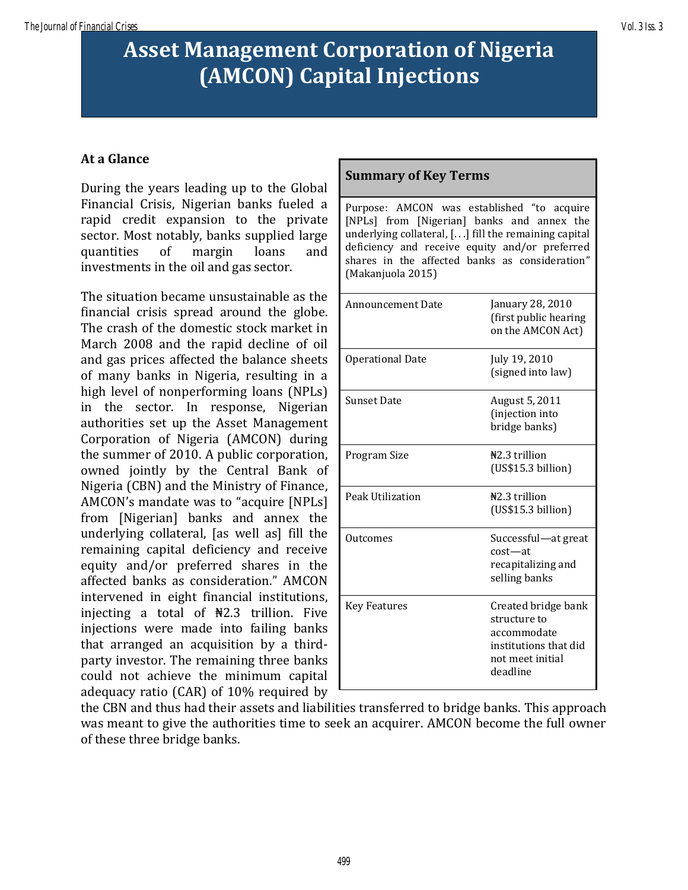# Asset Management Corporation of Nigeria (AMCON) Capital Injections

## At a Glance

During the years leading up to the Global Financial Crisis, Nigerian banks fueled a rapid credit expansion to the private sector. Most notably, banks supplied large quantities of margin loans and investments in the oil and gas sector.

The situation became unsustainable as the financial crisis spread around the globe. The crash of the domestic stock market in March 2008 and the rapid decline of oil and gas prices affected the balance sheets of many banks in Nigeria, resulting in a high level of nonperforming loans (NPLs) in the sector. In response, Nigerian authorities set up the Asset Management Corporation of Nigeria (AMCON) during the summer of 2010. A public corporation, owned jointly by the Central Bank of Nigeria (CBN) and the Ministry of Finance, AMCON's mandate was to "acquire [NPLs] from [Nigerian] banks and annex the underlying collateral, [as well as] fill the remaining capital deficiency and receive equity and/or preferred shares in the affected banks as consideration." AMCON intervened in eight financial institutions, injecting a total of ₦2.3 trillion. Five injections were made into failing banks that arranged an acquisition by a third-party investor. The remaining three banks could not achieve the minimum capital adequacy ratio (CAR) of 10% required by the CBN and thus had their assets and liabilities transferred to bridge banks. This approach was meant to give the authorities time to seek an acquirer. AMCON become the full owner of these three bridge banks.

| Summary of Key Terms | |
|---|---|
| Purpose: AMCON was established "to acquire [NPLs] from [Nigerian] banks and annex the underlying collateral, [. . .] fill the remaining capital deficiency and receive equity and/or preferred shares in the affected banks as consideration" (Makanjuola 2015) | |
| Announcement Date | January 28, 2010 (first public hearing on the AMCON Act) |
| Operational Date | July 19, 2010 (signed into law) |
| Sunset Date | August 5, 2011 (injection into bridge banks) |
| Program Size | ₦2.3 trillion (US$15.3 billion) |
| Peak Utilization | ₦2.3 trillion (US$15.3 billion) |
| Outcomes | Successful—at great cost—at recapitalizing and selling banks |
| Key Features | Created bridge bank structure to accommodate institutions that did not meet initial deadline |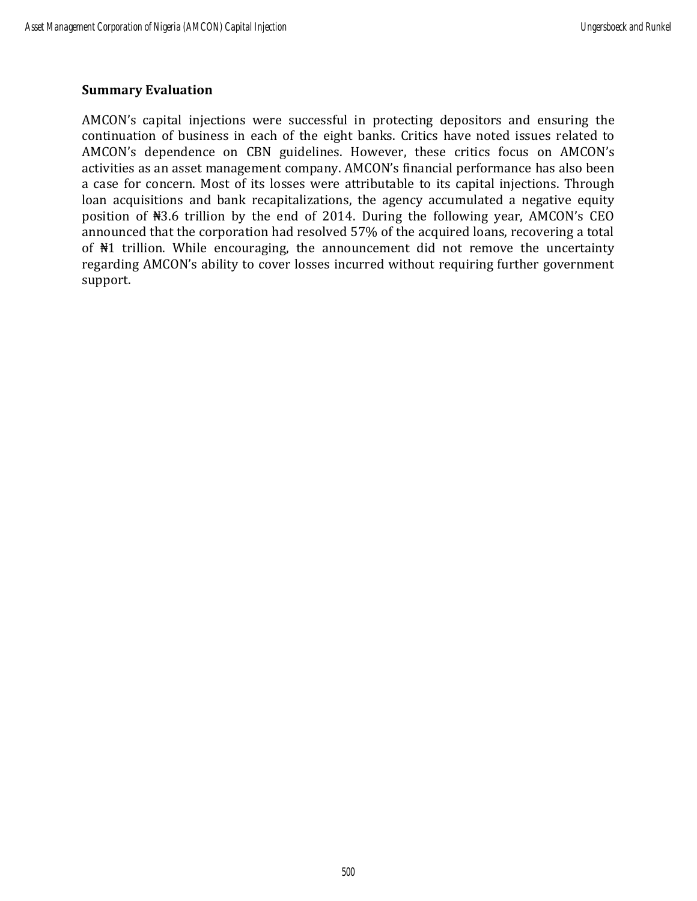## Summary Evaluation

AMCON's capital injections were successful in protecting depositors and ensuring the continuation of business in each of the eight banks. Critics have noted issues related to AMCON's dependence on CBN guidelines. However, these critics focus on AMCON's activities as an asset management company. AMCON's financial performance has also been a case for concern. Most of its losses were attributable to its capital injections. Through loan acquisitions and bank recapitalizations, the agency accumulated a negative equity position of ₦3.6 trillion by the end of 2014. During the following year, AMCON's CEO announced that the corporation had resolved 57% of the acquired loans, recovering a total of ₦1 trillion. While encouraging, the announcement did not remove the uncertainty regarding AMCON's ability to cover losses incurred without requiring further government support.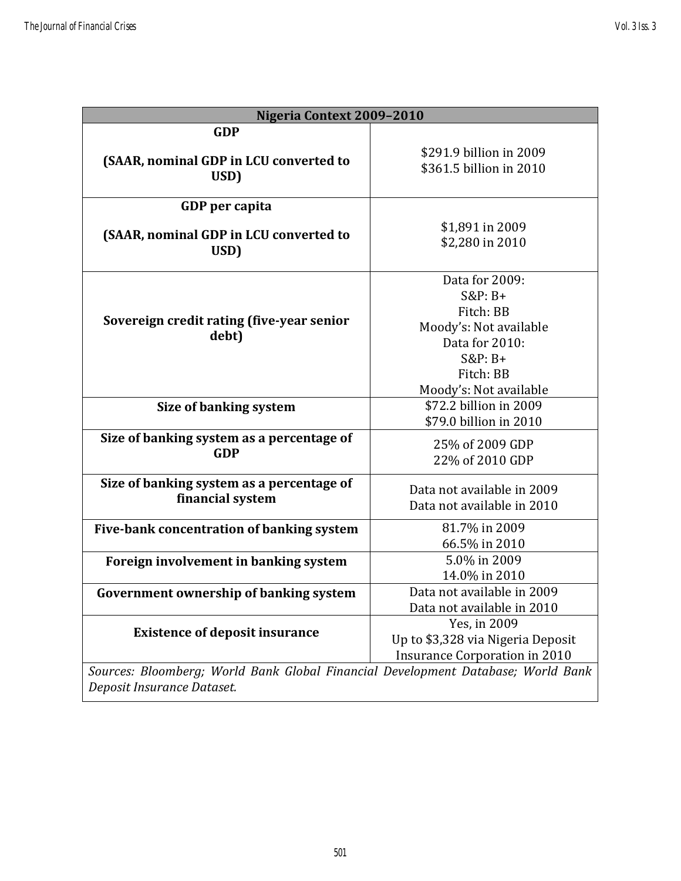| Nigeria Context 2009–2010 | |
|---|---|
| **GDP**<br><br>**(SAAR, nominal GDP in LCU converted to USD)** | \$291.9 billion in 2009<br>\$361.5 billion in 2010 |
| **GDP per capita**<br><br>**(SAAR, nominal GDP in LCU converted to USD)** | \$1,891 in 2009<br>\$2,280 in 2010 |
| **Sovereign credit rating (five-year senior debt)** | Data for 2009:<br>S&P: B+<br>Fitch: BB<br>Moody's: Not available<br>Data for 2010:<br>S&P: B+<br>Fitch: BB<br>Moody's: Not available |
| **Size of banking system** | \$72.2 billion in 2009<br>\$79.0 billion in 2010 |
| **Size of banking system as a percentage of GDP** | 25% of 2009 GDP<br>22% of 2010 GDP |
| **Size of banking system as a percentage of financial system** | Data not available in 2009<br>Data not available in 2010 |
| **Five-bank concentration of banking system** | 81.7% in 2009<br>66.5% in 2010 |
| **Foreign involvement in banking system** | 5.0% in 2009<br>14.0% in 2010 |
| **Government ownership of banking system** | Data not available in 2009<br>Data not available in 2010 |
| **Existence of deposit insurance** | Yes, in 2009<br>Up to \$3,328 via Nigeria Deposit Insurance Corporation in 2010 |
| *Sources: Bloomberg; World Bank Global Financial Development Database; World Bank Deposit Insurance Dataset.* | |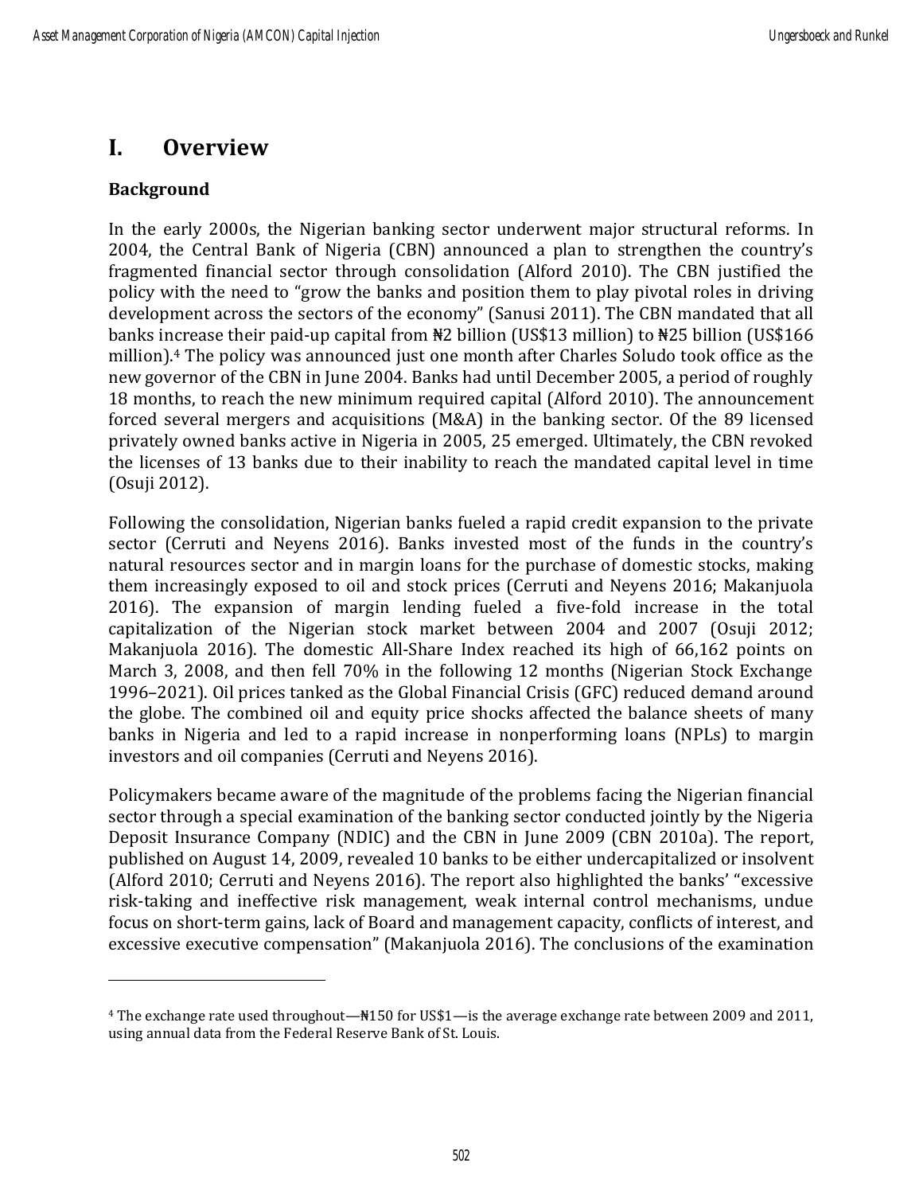# I. Overview

### Background

In the early 2000s, the Nigerian banking sector underwent major structural reforms. In 2004, the Central Bank of Nigeria (CBN) announced a plan to strengthen the country's fragmented financial sector through consolidation (Alford 2010). The CBN justified the policy with the need to "grow the banks and position them to play pivotal roles in driving development across the sectors of the economy" (Sanusi 2011). The CBN mandated that all banks increase their paid-up capital from ₦2 billion (US$13 million) to ₦25 billion (US$166 million).[4] The policy was announced just one month after Charles Soludo took office as the new governor of the CBN in June 2004. Banks had until December 2005, a period of roughly 18 months, to reach the new minimum required capital (Alford 2010). The announcement forced several mergers and acquisitions (M&A) in the banking sector. Of the 89 licensed privately owned banks active in Nigeria in 2005, 25 emerged. Ultimately, the CBN revoked the licenses of 13 banks due to their inability to reach the mandated capital level in time (Osuji 2012).

Following the consolidation, Nigerian banks fueled a rapid credit expansion to the private sector (Cerruti and Neyens 2016). Banks invested most of the funds in the country's natural resources sector and in margin loans for the purchase of domestic stocks, making them increasingly exposed to oil and stock prices (Cerruti and Neyens 2016; Makanjuola 2016). The expansion of margin lending fueled a five-fold increase in the total capitalization of the Nigerian stock market between 2004 and 2007 (Osuji 2012; Makanjuola 2016). The domestic All-Share Index reached its high of 66,162 points on March 3, 2008, and then fell 70% in the following 12 months (Nigerian Stock Exchange 1996–2021). Oil prices tanked as the Global Financial Crisis (GFC) reduced demand around the globe. The combined oil and equity price shocks affected the balance sheets of many banks in Nigeria and led to a rapid increase in nonperforming loans (NPLs) to margin investors and oil companies (Cerruti and Neyens 2016).

Policymakers became aware of the magnitude of the problems facing the Nigerian financial sector through a special examination of the banking sector conducted jointly by the Nigeria Deposit Insurance Company (NDIC) and the CBN in June 2009 (CBN 2010a). The report, published on August 14, 2009, revealed 10 banks to be either undercapitalized or insolvent (Alford 2010; Cerruti and Neyens 2016). The report also highlighted the banks' "excessive risk-taking and ineffective risk management, weak internal control mechanisms, undue focus on short-term gains, lack of Board and management capacity, conflicts of interest, and excessive executive compensation" (Makanjuola 2016). The conclusions of the examination

---

[4] The exchange rate used throughout—₦150 for US$1—is the average exchange rate between 2009 and 2011, using annual data from the Federal Reserve Bank of St. Louis.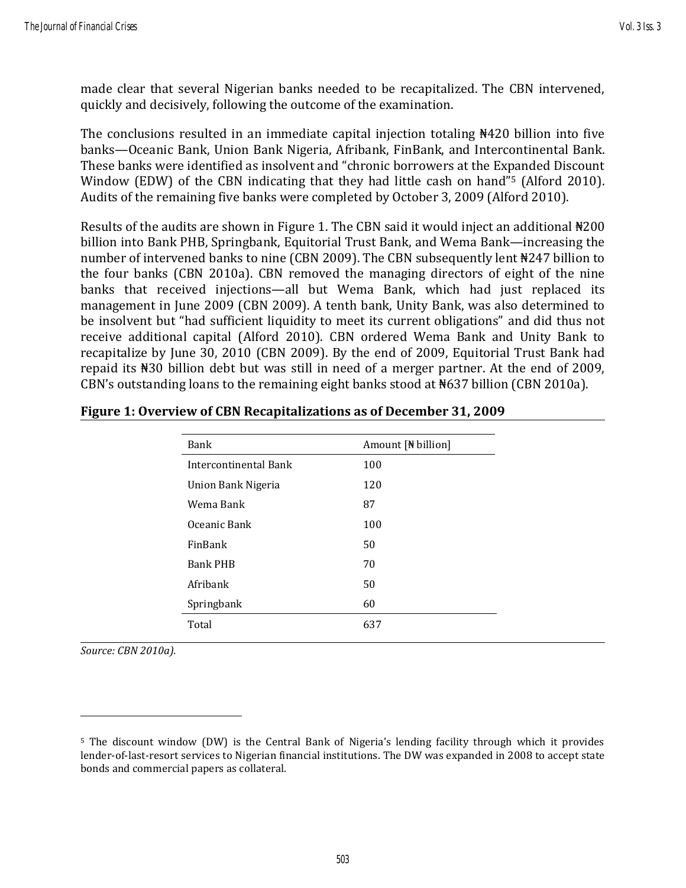made clear that several Nigerian banks needed to be recapitalized. The CBN intervened, quickly and decisively, following the outcome of the examination.

The conclusions resulted in an immediate capital injection totaling ₦420 billion into five banks—Oceanic Bank, Union Bank Nigeria, Afribank, FinBank, and Intercontinental Bank. These banks were identified as insolvent and "chronic borrowers at the Expanded Discount Window (EDW) of the CBN indicating that they had little cash on hand"[5] (Alford 2010). Audits of the remaining five banks were completed by October 3, 2009 (Alford 2010).

Results of the audits are shown in Figure 1. The CBN said it would inject an additional ₦200 billion into Bank PHB, Springbank, Equitorial Trust Bank, and Wema Bank—increasing the number of intervened banks to nine (CBN 2009). The CBN subsequently lent ₦247 billion to the four banks (CBN 2010a). CBN removed the managing directors of eight of the nine banks that received injections—all but Wema Bank, which had just replaced its management in June 2009 (CBN 2009). A tenth bank, Unity Bank, was also determined to be insolvent but "had sufficient liquidity to meet its current obligations" and did thus not receive additional capital (Alford 2010). CBN ordered Wema Bank and Unity Bank to recapitalize by June 30, 2010 (CBN 2009). By the end of 2009, Equitorial Trust Bank had repaid its ₦30 billion debt but was still in need of a merger partner. At the end of 2009, CBN's outstanding loans to the remaining eight banks stood at ₦637 billion (CBN 2010a).

**Figure 1: Overview of CBN Recapitalizations as of December 31, 2009**

| Bank | Amount [₦ billion] |
|---|---|
| Intercontinental Bank | 100 |
| Union Bank Nigeria | 120 |
| Wema Bank | 87 |
| Oceanic Bank | 100 |
| FinBank | 50 |
| Bank PHB | 70 |
| Afribank | 50 |
| Springbank | 60 |
| Total | 637 |

*Source: CBN 2010a).*

[5] The discount window (DW) is the Central Bank of Nigeria's lending facility through which it provides lender-of-last-resort services to Nigerian financial institutions. The DW was expanded in 2008 to accept state bonds and commercial papers as collateral.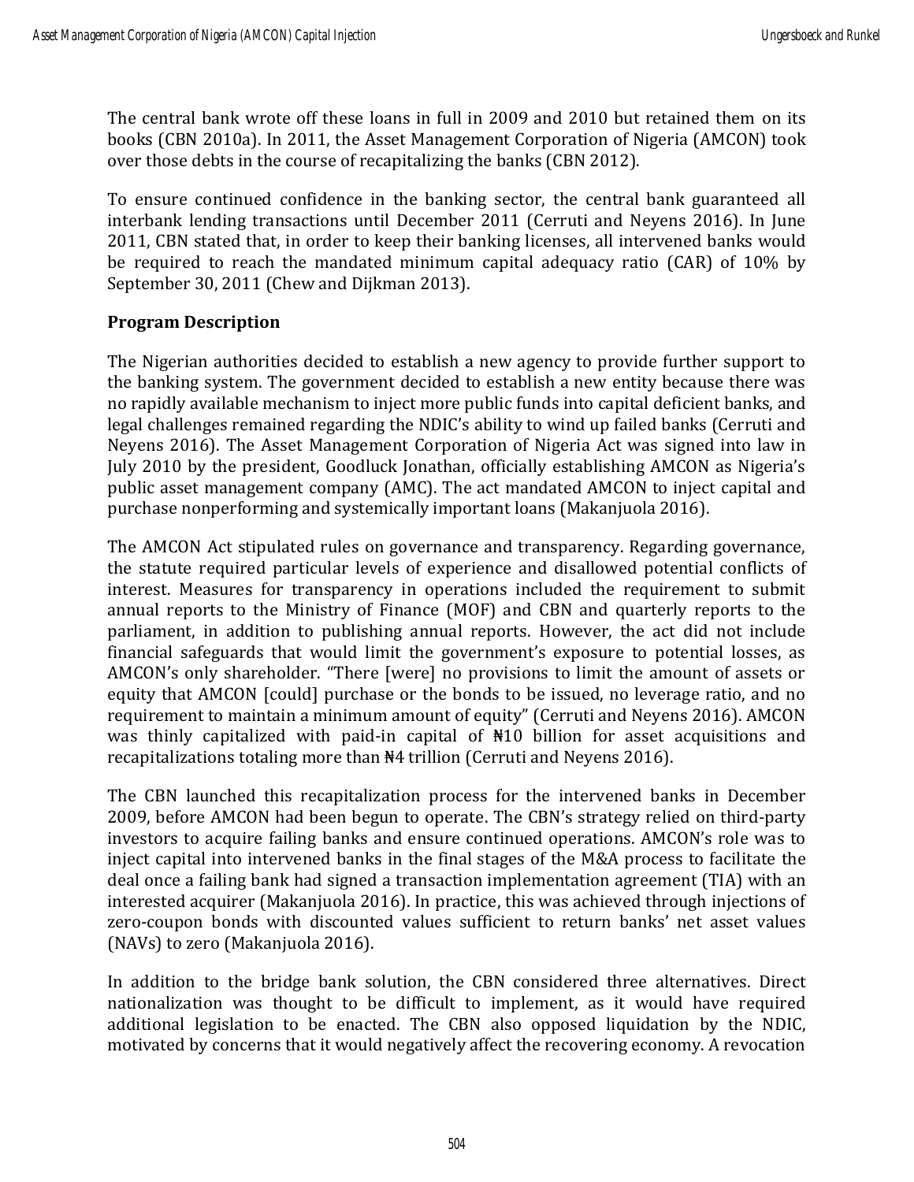The central bank wrote off these loans in full in 2009 and 2010 but retained them on its books (CBN 2010a). In 2011, the Asset Management Corporation of Nigeria (AMCON) took over those debts in the course of recapitalizing the banks (CBN 2012).

To ensure continued confidence in the banking sector, the central bank guaranteed all interbank lending transactions until December 2011 (Cerruti and Neyens 2016). In June 2011, CBN stated that, in order to keep their banking licenses, all intervened banks would be required to reach the mandated minimum capital adequacy ratio (CAR) of 10% by September 30, 2011 (Chew and Dijkman 2013).

## Program Description

The Nigerian authorities decided to establish a new agency to provide further support to the banking system. The government decided to establish a new entity because there was no rapidly available mechanism to inject more public funds into capital deficient banks, and legal challenges remained regarding the NDIC's ability to wind up failed banks (Cerruti and Neyens 2016). The Asset Management Corporation of Nigeria Act was signed into law in July 2010 by the president, Goodluck Jonathan, officially establishing AMCON as Nigeria's public asset management company (AMC). The act mandated AMCON to inject capital and purchase nonperforming and systemically important loans (Makanjuola 2016).

The AMCON Act stipulated rules on governance and transparency. Regarding governance, the statute required particular levels of experience and disallowed potential conflicts of interest. Measures for transparency in operations included the requirement to submit annual reports to the Ministry of Finance (MOF) and CBN and quarterly reports to the parliament, in addition to publishing annual reports. However, the act did not include financial safeguards that would limit the government's exposure to potential losses, as AMCON's only shareholder. "There [were] no provisions to limit the amount of assets or equity that AMCON [could] purchase or the bonds to be issued, no leverage ratio, and no requirement to maintain a minimum amount of equity" (Cerruti and Neyens 2016). AMCON was thinly capitalized with paid-in capital of ₦10 billion for asset acquisitions and recapitalizations totaling more than ₦4 trillion (Cerruti and Neyens 2016).

The CBN launched this recapitalization process for the intervened banks in December 2009, before AMCON had been begun to operate. The CBN's strategy relied on third-party investors to acquire failing banks and ensure continued operations. AMCON's role was to inject capital into intervened banks in the final stages of the M&A process to facilitate the deal once a failing bank had signed a transaction implementation agreement (TIA) with an interested acquirer (Makanjuola 2016). In practice, this was achieved through injections of zero-coupon bonds with discounted values sufficient to return banks' net asset values (NAVs) to zero (Makanjuola 2016).

In addition to the bridge bank solution, the CBN considered three alternatives. Direct nationalization was thought to be difficult to implement, as it would have required additional legislation to be enacted. The CBN also opposed liquidation by the NDIC, motivated by concerns that it would negatively affect the recovering economy. A revocation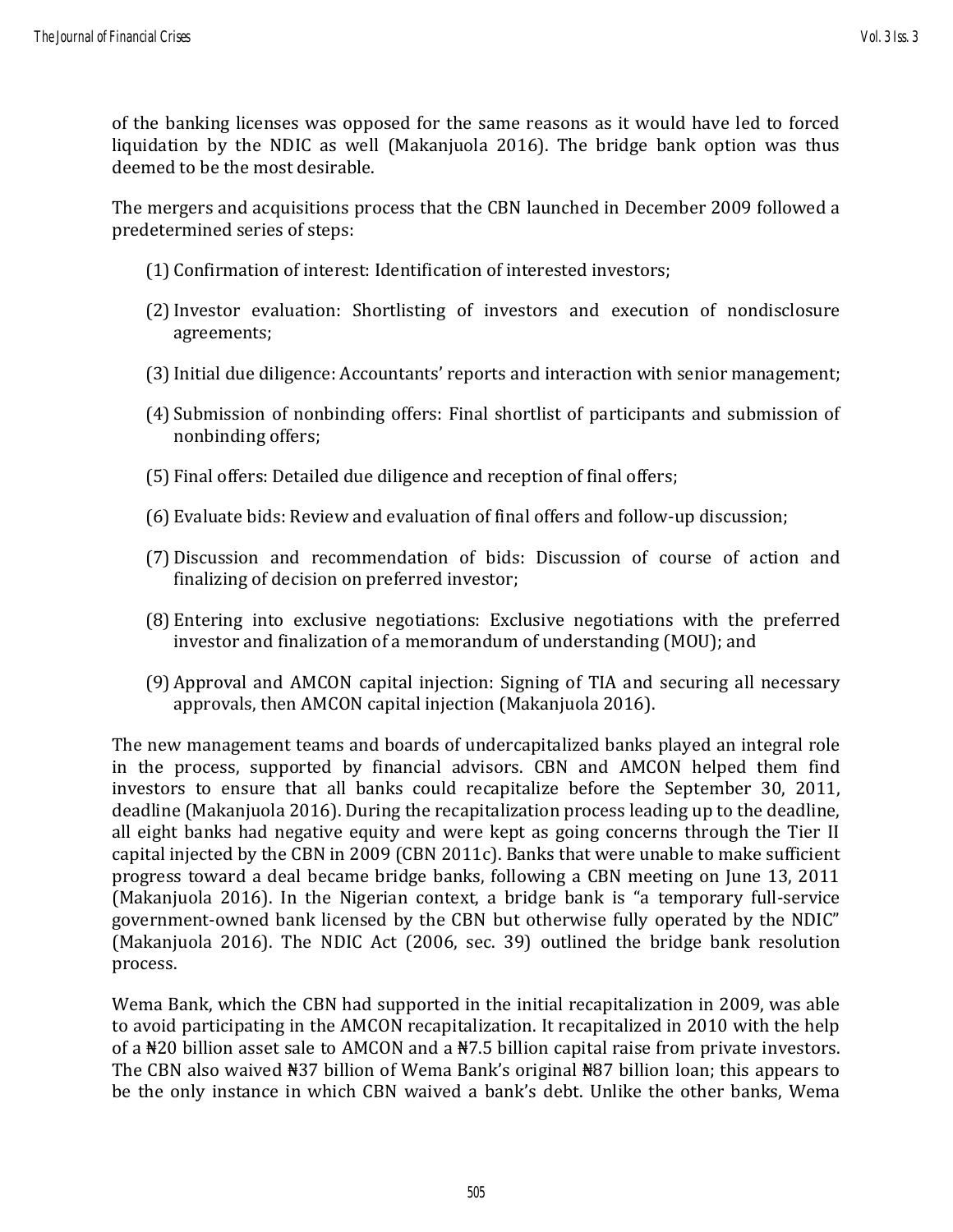of the banking licenses was opposed for the same reasons as it would have led to forced liquidation by the NDIC as well (Makanjuola 2016). The bridge bank option was thus deemed to be the most desirable.

The mergers and acquisitions process that the CBN launched in December 2009 followed a predetermined series of steps:

(1) Confirmation of interest: Identification of interested investors;

(2) Investor evaluation: Shortlisting of investors and execution of nondisclosure agreements;

(3) Initial due diligence: Accountants' reports and interaction with senior management;

(4) Submission of nonbinding offers: Final shortlist of participants and submission of nonbinding offers;

(5) Final offers: Detailed due diligence and reception of final offers;

(6) Evaluate bids: Review and evaluation of final offers and follow-up discussion;

(7) Discussion and recommendation of bids: Discussion of course of action and finalizing of decision on preferred investor;

(8) Entering into exclusive negotiations: Exclusive negotiations with the preferred investor and finalization of a memorandum of understanding (MOU); and

(9) Approval and AMCON capital injection: Signing of TIA and securing all necessary approvals, then AMCON capital injection (Makanjuola 2016).

The new management teams and boards of undercapitalized banks played an integral role in the process, supported by financial advisors. CBN and AMCON helped them find investors to ensure that all banks could recapitalize before the September 30, 2011, deadline (Makanjuola 2016). During the recapitalization process leading up to the deadline, all eight banks had negative equity and were kept as going concerns through the Tier II capital injected by the CBN in 2009 (CBN 2011c). Banks that were unable to make sufficient progress toward a deal became bridge banks, following a CBN meeting on June 13, 2011 (Makanjuola 2016). In the Nigerian context, a bridge bank is "a temporary full-service government-owned bank licensed by the CBN but otherwise fully operated by the NDIC" (Makanjuola 2016). The NDIC Act (2006, sec. 39) outlined the bridge bank resolution process.

Wema Bank, which the CBN had supported in the initial recapitalization in 2009, was able to avoid participating in the AMCON recapitalization. It recapitalized in 2010 with the help of a ₦20 billion asset sale to AMCON and a ₦7.5 billion capital raise from private investors. The CBN also waived ₦37 billion of Wema Bank's original ₦87 billion loan; this appears to be the only instance in which CBN waived a bank's debt. Unlike the other banks, Wema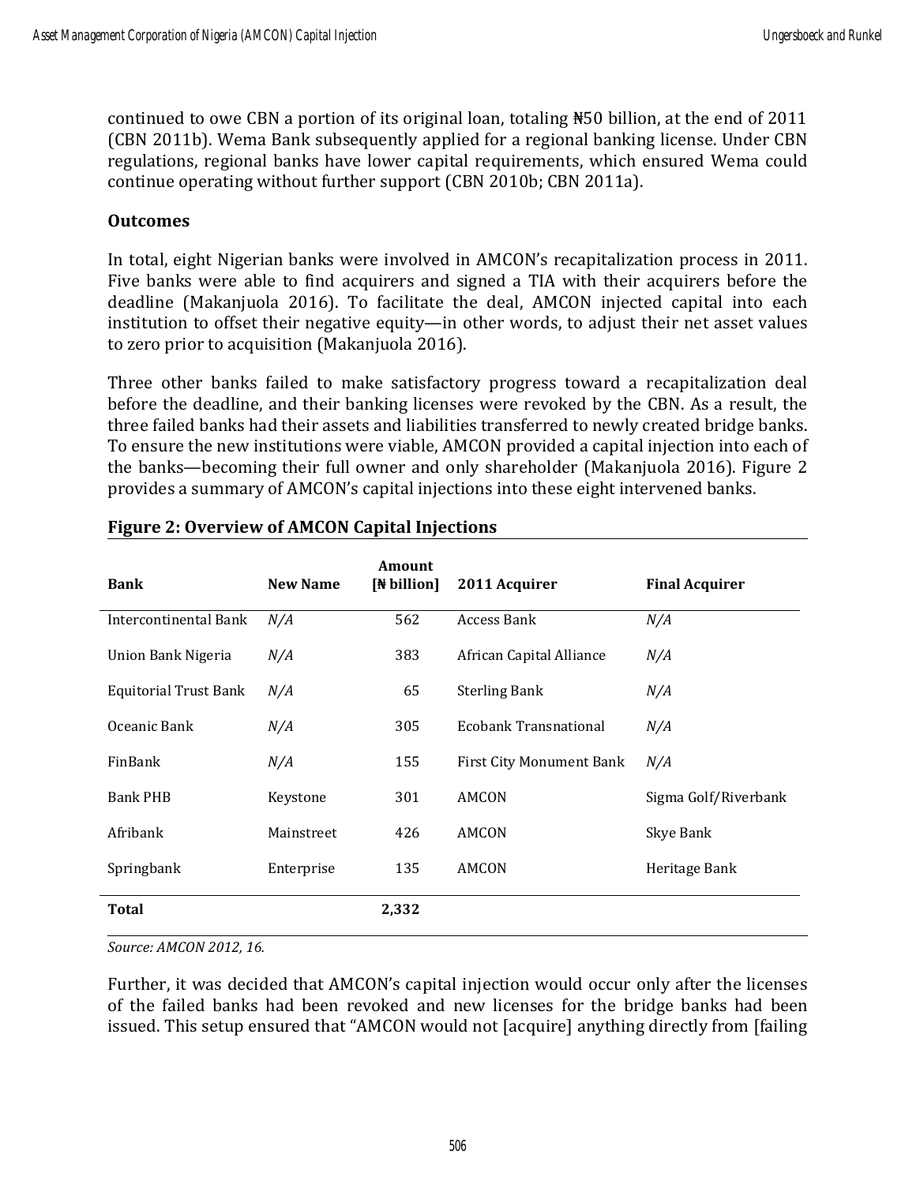continued to owe CBN a portion of its original loan, totaling ₦50 billion, at the end of 2011 (CBN 2011b). Wema Bank subsequently applied for a regional banking license. Under CBN regulations, regional banks have lower capital requirements, which ensured Wema could continue operating without further support (CBN 2010b; CBN 2011a).

**Outcomes**

In total, eight Nigerian banks were involved in AMCON's recapitalization process in 2011. Five banks were able to find acquirers and signed a TIA with their acquirers before the deadline (Makanjuola 2016). To facilitate the deal, AMCON injected capital into each institution to offset their negative equity—in other words, to adjust their net asset values to zero prior to acquisition (Makanjuola 2016).

Three other banks failed to make satisfactory progress toward a recapitalization deal before the deadline, and their banking licenses were revoked by the CBN. As a result, the three failed banks had their assets and liabilities transferred to newly created bridge banks. To ensure the new institutions were viable, AMCON provided a capital injection into each of the banks—becoming their full owner and only shareholder (Makanjuola 2016). Figure 2 provides a summary of AMCON's capital injections into these eight intervened banks.

**Figure 2: Overview of AMCON Capital Injections**

| Bank | New Name | Amount [₦ billion] | 2011 Acquirer | Final Acquirer |
|---|---|---|---|---|
| Intercontinental Bank | *N/A* | 562 | Access Bank | *N/A* |
| Union Bank Nigeria | *N/A* | 383 | African Capital Alliance | *N/A* |
| Equitorial Trust Bank | *N/A* | 65 | Sterling Bank | *N/A* |
| Oceanic Bank | *N/A* | 305 | Ecobank Transnational | *N/A* |
| FinBank | *N/A* | 155 | First City Monument Bank | *N/A* |
| Bank PHB | Keystone | 301 | AMCON | Sigma Golf/Riverbank |
| Afribank | Mainstreet | 426 | AMCON | Skye Bank |
| Springbank | Enterprise | 135 | AMCON | Heritage Bank |
| **Total** | | **2,332** | | |

*Source: AMCON 2012, 16.*

Further, it was decided that AMCON's capital injection would occur only after the licenses of the failed banks had been revoked and new licenses for the bridge banks had been issued. This setup ensured that "AMCON would not [acquire] anything directly from [failing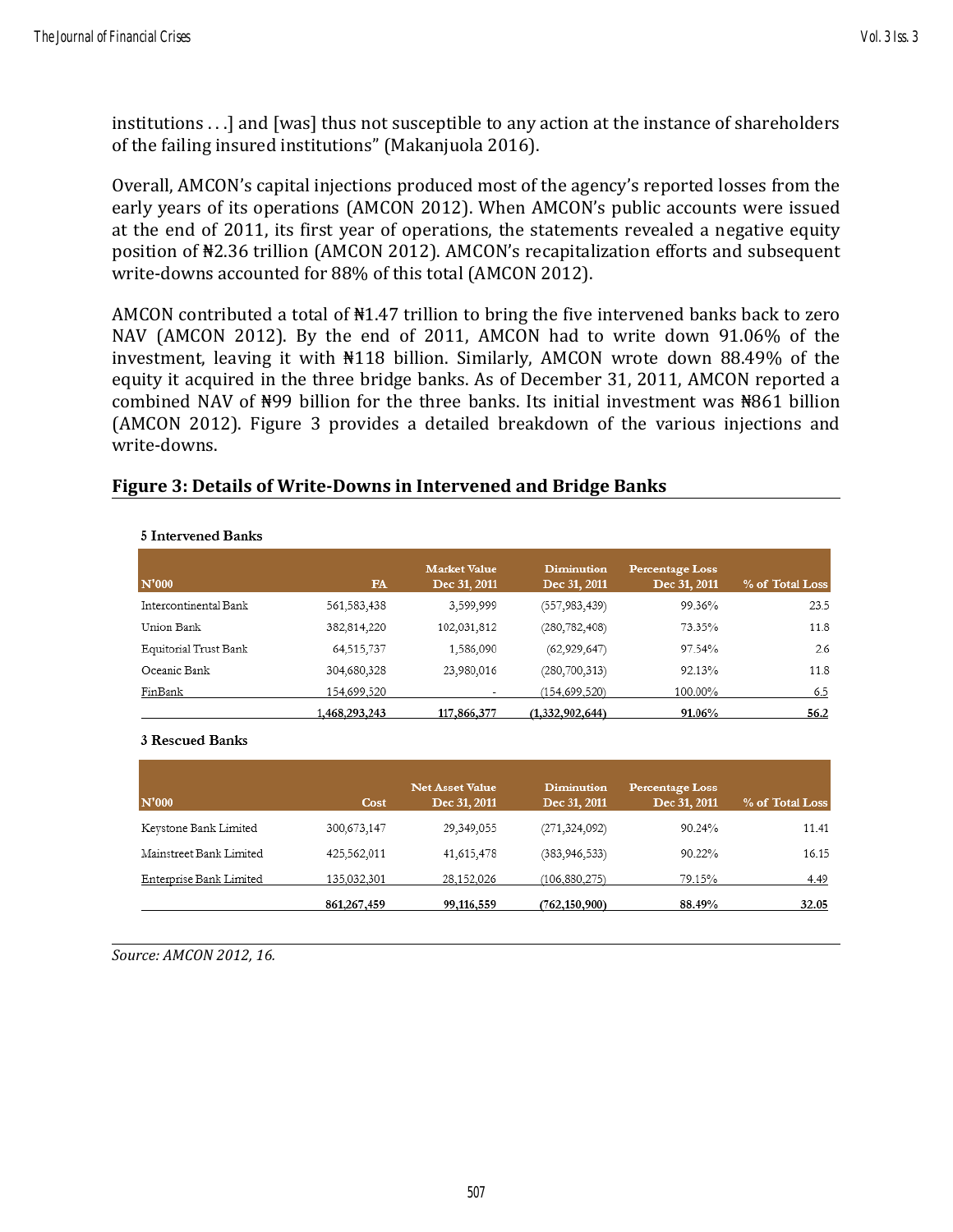institutions . . .] and [was] thus not susceptible to any action at the instance of shareholders of the failing insured institutions" (Makanjuola 2016).

Overall, AMCON's capital injections produced most of the agency's reported losses from the early years of its operations (AMCON 2012). When AMCON's public accounts were issued at the end of 2011, its first year of operations, the statements revealed a negative equity position of ₦2.36 trillion (AMCON 2012). AMCON's recapitalization efforts and subsequent write-downs accounted for 88% of this total (AMCON 2012).

AMCON contributed a total of ₦1.47 trillion to bring the five intervened banks back to zero NAV (AMCON 2012). By the end of 2011, AMCON had to write down 91.06% of the investment, leaving it with ₦118 billion. Similarly, AMCON wrote down 88.49% of the equity it acquired in the three bridge banks. As of December 31, 2011, AMCON reported a combined NAV of ₦99 billion for the three banks. Its initial investment was ₦861 billion (AMCON 2012). Figure 3 provides a detailed breakdown of the various injections and write-downs.

## Figure 3: Details of Write-Downs in Intervened and Bridge Banks

**5 Intervened Banks**

| N'000 | FA | Market Value Dec 31, 2011 | Diminution Dec 31, 2011 | Percentage Loss Dec 31, 2011 | % of Total Loss |
|---|---|---|---|---|---|
| Intercontinental Bank | 561,583,438 | 3,599,999 | (557,983,439) | 99.36% | 23.5 |
| Union Bank | 382,814,220 | 102,031,812 | (280,782,408) | 73.35% | 11.8 |
| Equitorial Trust Bank | 64,515,737 | 1,586,090 | (62,929,647) | 97.54% | 2.6 |
| Oceanic Bank | 304,680,328 | 23,980,016 | (280,700,313) | 92.13% | 11.8 |
| FinBank | 154,699,520 | - | (154,699,520) | 100.00% | 6.5 |
| | **1,468,293,243** | **117,866,377** | **(1,332,902,644)** | **91.06%** | **56.2** |

**3 Rescued Banks**

| N'000 | Cost | Net Asset Value Dec 31, 2011 | Diminution Dec 31, 2011 | Percentage Loss Dec 31, 2011 | % of Total Loss |
|---|---|---|---|---|---|
| Keystone Bank Limited | 300,673,147 | 29,349,055 | (271,324,092) | 90.24% | 11.41 |
| Mainstreet Bank Limited | 425,562,011 | 41,615,478 | (383,946,533) | 90.22% | 16.15 |
| Enterprise Bank Limited | 135,032,301 | 28,152,026 | (106,880,275) | 79.15% | 4.49 |
| | **861,267,459** | **99,116,559** | **(762,150,900)** | **88.49%** | **32.05** |

*Source: AMCON 2012, 16.*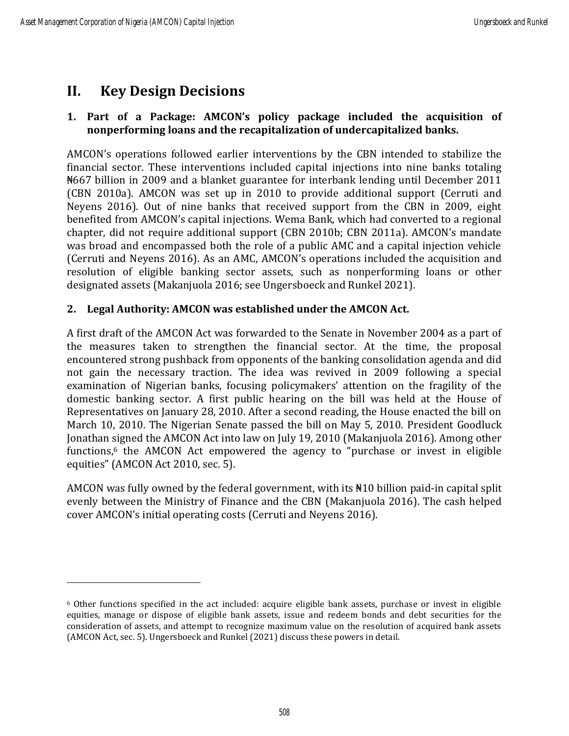## II. Key Design Decisions

### 1. Part of a Package: AMCON's policy package included the acquisition of nonperforming loans and the recapitalization of undercapitalized banks.

AMCON's operations followed earlier interventions by the CBN intended to stabilize the financial sector. These interventions included capital injections into nine banks totaling ₦667 billion in 2009 and a blanket guarantee for interbank lending until December 2011 (CBN 2010a). AMCON was set up in 2010 to provide additional support (Cerruti and Neyens 2016). Out of nine banks that received support from the CBN in 2009, eight benefited from AMCON's capital injections. Wema Bank, which had converted to a regional chapter, did not require additional support (CBN 2010b; CBN 2011a). AMCON's mandate was broad and encompassed both the role of a public AMC and a capital injection vehicle (Cerruti and Neyens 2016). As an AMC, AMCON's operations included the acquisition and resolution of eligible banking sector assets, such as nonperforming loans or other designated assets (Makanjuola 2016; see Ungersboeck and Runkel 2021).

### 2. Legal Authority: AMCON was established under the AMCON Act.

A first draft of the AMCON Act was forwarded to the Senate in November 2004 as a part of the measures taken to strengthen the financial sector. At the time, the proposal encountered strong pushback from opponents of the banking consolidation agenda and did not gain the necessary traction. The idea was revived in 2009 following a special examination of Nigerian banks, focusing policymakers' attention on the fragility of the domestic banking sector. A first public hearing on the bill was held at the House of Representatives on January 28, 2010. After a second reading, the House enacted the bill on March 10, 2010. The Nigerian Senate passed the bill on May 5, 2010. President Goodluck Jonathan signed the AMCON Act into law on July 19, 2010 (Makanjuola 2016). Among other functions,[6] the AMCON Act empowered the agency to "purchase or invest in eligible equities" (AMCON Act 2010, sec. 5).

AMCON was fully owned by the federal government, with its ₦10 billion paid-in capital split evenly between the Ministry of Finance and the CBN (Makanjuola 2016). The cash helped cover AMCON's initial operating costs (Cerruti and Neyens 2016).

---

[6] Other functions specified in the act included: acquire eligible bank assets, purchase or invest in eligible equities, manage or dispose of eligible bank assets, issue and redeem bonds and debt securities for the consideration of assets, and attempt to recognize maximum value on the resolution of acquired bank assets (AMCON Act, sec. 5). Ungersboeck and Runkel (2021) discuss these powers in detail.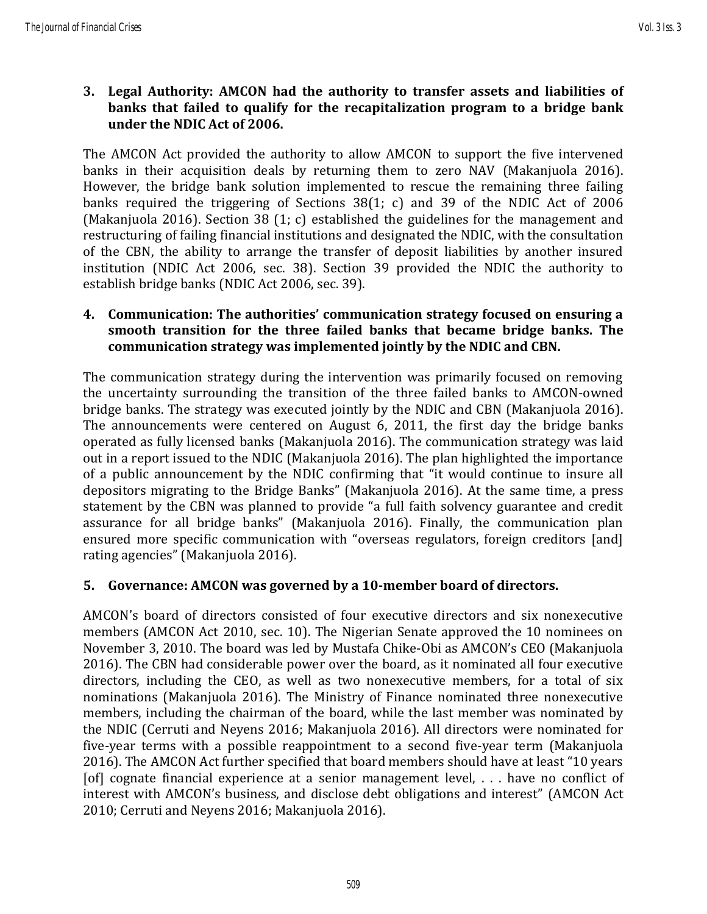**3. Legal Authority: AMCON had the authority to transfer assets and liabilities of banks that failed to qualify for the recapitalization program to a bridge bank under the NDIC Act of 2006.**

The AMCON Act provided the authority to allow AMCON to support the five intervened banks in their acquisition deals by returning them to zero NAV (Makanjuola 2016). However, the bridge bank solution implemented to rescue the remaining three failing banks required the triggering of Sections 38(1; c) and 39 of the NDIC Act of 2006 (Makanjuola 2016). Section 38 (1; c) established the guidelines for the management and restructuring of failing financial institutions and designated the NDIC, with the consultation of the CBN, the ability to arrange the transfer of deposit liabilities by another insured institution (NDIC Act 2006, sec. 38). Section 39 provided the NDIC the authority to establish bridge banks (NDIC Act 2006, sec. 39).

**4. Communication: The authorities' communication strategy focused on ensuring a smooth transition for the three failed banks that became bridge banks. The communication strategy was implemented jointly by the NDIC and CBN.**

The communication strategy during the intervention was primarily focused on removing the uncertainty surrounding the transition of the three failed banks to AMCON-owned bridge banks. The strategy was executed jointly by the NDIC and CBN (Makanjuola 2016). The announcements were centered on August 6, 2011, the first day the bridge banks operated as fully licensed banks (Makanjuola 2016). The communication strategy was laid out in a report issued to the NDIC (Makanjuola 2016). The plan highlighted the importance of a public announcement by the NDIC confirming that "it would continue to insure all depositors migrating to the Bridge Banks" (Makanjuola 2016). At the same time, a press statement by the CBN was planned to provide "a full faith solvency guarantee and credit assurance for all bridge banks" (Makanjuola 2016). Finally, the communication plan ensured more specific communication with "overseas regulators, foreign creditors [and] rating agencies" (Makanjuola 2016).

**5. Governance: AMCON was governed by a 10-member board of directors.**

AMCON's board of directors consisted of four executive directors and six nonexecutive members (AMCON Act 2010, sec. 10). The Nigerian Senate approved the 10 nominees on November 3, 2010. The board was led by Mustafa Chike-Obi as AMCON's CEO (Makanjuola 2016). The CBN had considerable power over the board, as it nominated all four executive directors, including the CEO, as well as two nonexecutive members, for a total of six nominations (Makanjuola 2016). The Ministry of Finance nominated three nonexecutive members, including the chairman of the board, while the last member was nominated by the NDIC (Cerruti and Neyens 2016; Makanjuola 2016). All directors were nominated for five-year terms with a possible reappointment to a second five-year term (Makanjuola 2016). The AMCON Act further specified that board members should have at least "10 years [of] cognate financial experience at a senior management level, . . . have no conflict of interest with AMCON's business, and disclose debt obligations and interest" (AMCON Act 2010; Cerruti and Neyens 2016; Makanjuola 2016).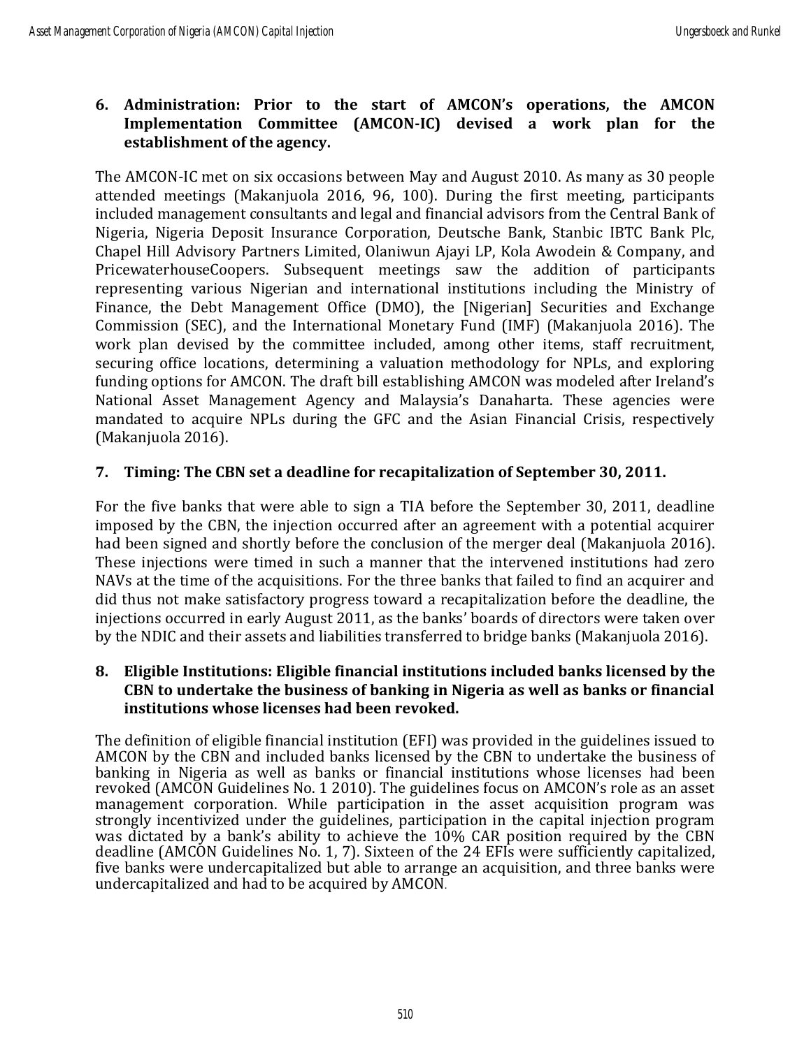**6. Administration: Prior to the start of AMCON's operations, the AMCON Implementation Committee (AMCON-IC) devised a work plan for the establishment of the agency.**

The AMCON-IC met on six occasions between May and August 2010. As many as 30 people attended meetings (Makanjuola 2016, 96, 100). During the first meeting, participants included management consultants and legal and financial advisors from the Central Bank of Nigeria, Nigeria Deposit Insurance Corporation, Deutsche Bank, Stanbic IBTC Bank Plc, Chapel Hill Advisory Partners Limited, Olaniwun Ajayi LP, Kola Awodein & Company, and PricewaterhouseCoopers. Subsequent meetings saw the addition of participants representing various Nigerian and international institutions including the Ministry of Finance, the Debt Management Office (DMO), the [Nigerian] Securities and Exchange Commission (SEC), and the International Monetary Fund (IMF) (Makanjuola 2016). The work plan devised by the committee included, among other items, staff recruitment, securing office locations, determining a valuation methodology for NPLs, and exploring funding options for AMCON. The draft bill establishing AMCON was modeled after Ireland's National Asset Management Agency and Malaysia's Danaharta. These agencies were mandated to acquire NPLs during the GFC and the Asian Financial Crisis, respectively (Makanjuola 2016).

**7. Timing: The CBN set a deadline for recapitalization of September 30, 2011.**

For the five banks that were able to sign a TIA before the September 30, 2011, deadline imposed by the CBN, the injection occurred after an agreement with a potential acquirer had been signed and shortly before the conclusion of the merger deal (Makanjuola 2016). These injections were timed in such a manner that the intervened institutions had zero NAVs at the time of the acquisitions. For the three banks that failed to find an acquirer and did thus not make satisfactory progress toward a recapitalization before the deadline, the injections occurred in early August 2011, as the banks' boards of directors were taken over by the NDIC and their assets and liabilities transferred to bridge banks (Makanjuola 2016).

**8. Eligible Institutions: Eligible financial institutions included banks licensed by the CBN to undertake the business of banking in Nigeria as well as banks or financial institutions whose licenses had been revoked.**

The definition of eligible financial institution (EFI) was provided in the guidelines issued to AMCON by the CBN and included banks licensed by the CBN to undertake the business of banking in Nigeria as well as banks or financial institutions whose licenses had been revoked (AMCON Guidelines No. 1 2010). The guidelines focus on AMCON's role as an asset management corporation. While participation in the asset acquisition program was strongly incentivized under the guidelines, participation in the capital injection program was dictated by a bank's ability to achieve the 10% CAR position required by the CBN deadline (AMCON Guidelines No. 1, 7). Sixteen of the 24 EFIs were sufficiently capitalized, five banks were undercapitalized but able to arrange an acquisition, and three banks were undercapitalized and had to be acquired by AMCON.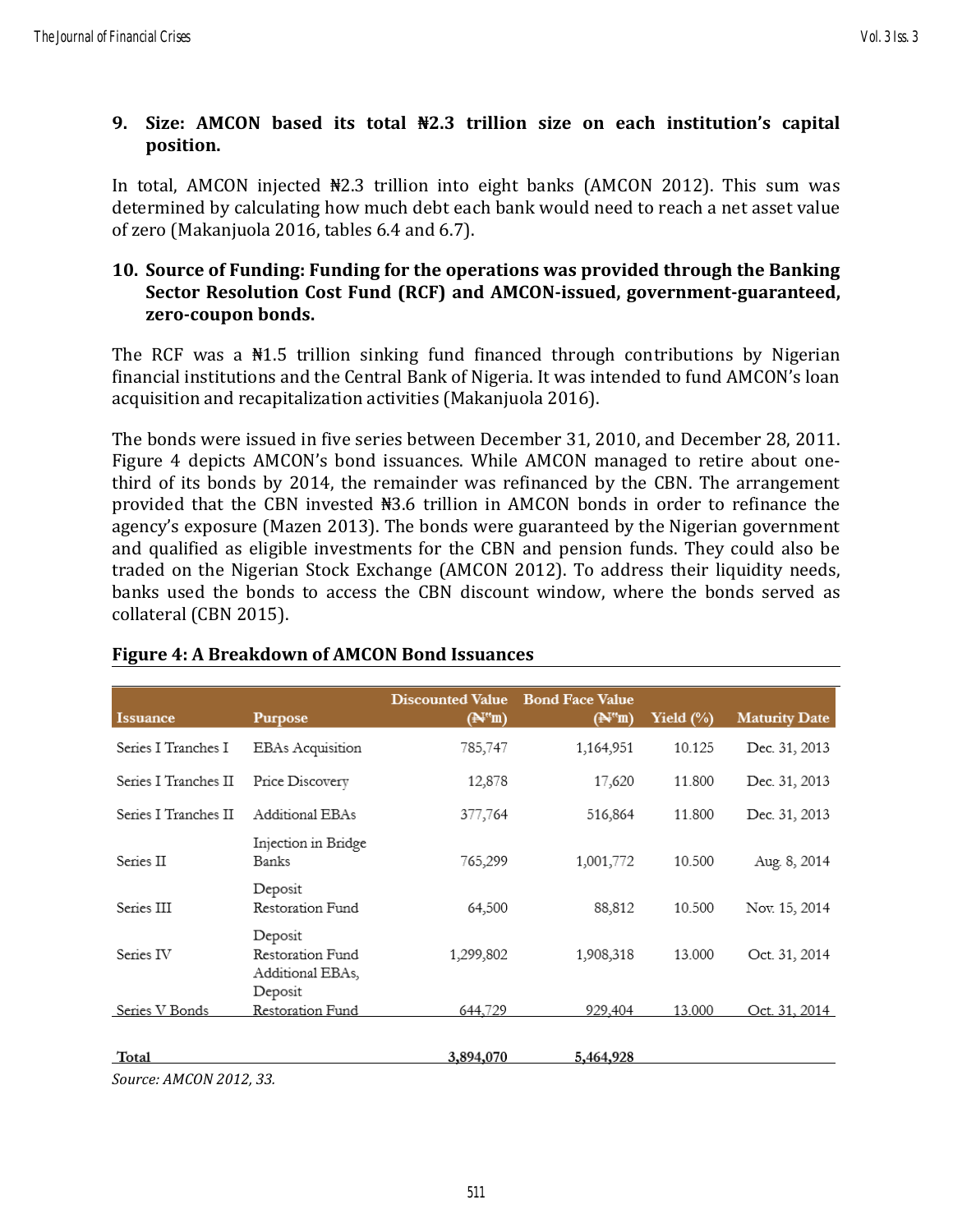9. **Size: AMCON based its total ₦2.3 trillion size on each institution's capital position.**

In total, AMCON injected ₦2.3 trillion into eight banks (AMCON 2012). This sum was determined by calculating how much debt each bank would need to reach a net asset value of zero (Makanjuola 2016, tables 6.4 and 6.7).

10. **Source of Funding: Funding for the operations was provided through the Banking Sector Resolution Cost Fund (RCF) and AMCON-issued, government-guaranteed, zero-coupon bonds.**

The RCF was a ₦1.5 trillion sinking fund financed through contributions by Nigerian financial institutions and the Central Bank of Nigeria. It was intended to fund AMCON's loan acquisition and recapitalization activities (Makanjuola 2016).

The bonds were issued in five series between December 31, 2010, and December 28, 2011. Figure 4 depicts AMCON's bond issuances. While AMCON managed to retire about one-third of its bonds by 2014, the remainder was refinanced by the CBN. The arrangement provided that the CBN invested ₦3.6 trillion in AMCON bonds in order to refinance the agency's exposure (Mazen 2013). The bonds were guaranteed by the Nigerian government and qualified as eligible investments for the CBN and pension funds. They could also be traded on the Nigerian Stock Exchange (AMCON 2012). To address their liquidity needs, banks used the bonds to access the CBN discount window, where the bonds served as collateral (CBN 2015).

**Figure 4: A Breakdown of AMCON Bond Issuances**

| Issuance | Purpose | Discounted Value (₦'m) | Bond Face Value (₦'m) | Yield (%) | Maturity Date |
|---|---|---|---|---|---|
| Series I Tranches I | EBAs Acquisition | 785,747 | 1,164,951 | 10.125 | Dec. 31, 2013 |
| Series I Tranches II | Price Discovery | 12,878 | 17,620 | 11.800 | Dec. 31, 2013 |
| Series I Tranches II | Additional EBAs | 377,764 | 516,864 | 11.800 | Dec. 31, 2013 |
| Series II | Injection in Bridge Banks | 765,299 | 1,001,772 | 10.500 | Aug. 8, 2014 |
| Series III | Deposit Restoration Fund | 64,500 | 88,812 | 10.500 | Nov. 15, 2014 |
| Series IV | Deposit Restoration Fund Additional EBAs, | 1,299,802 | 1,908,318 | 13.000 | Oct. 31, 2014 |
| Series V Bonds | Deposit Restoration Fund | 644,729 | 929,404 | 13.000 | Oct. 31, 2014 |
| **Total** | | 3,894,070 | 5,464,928 | | |

*Source: AMCON 2012, 33.*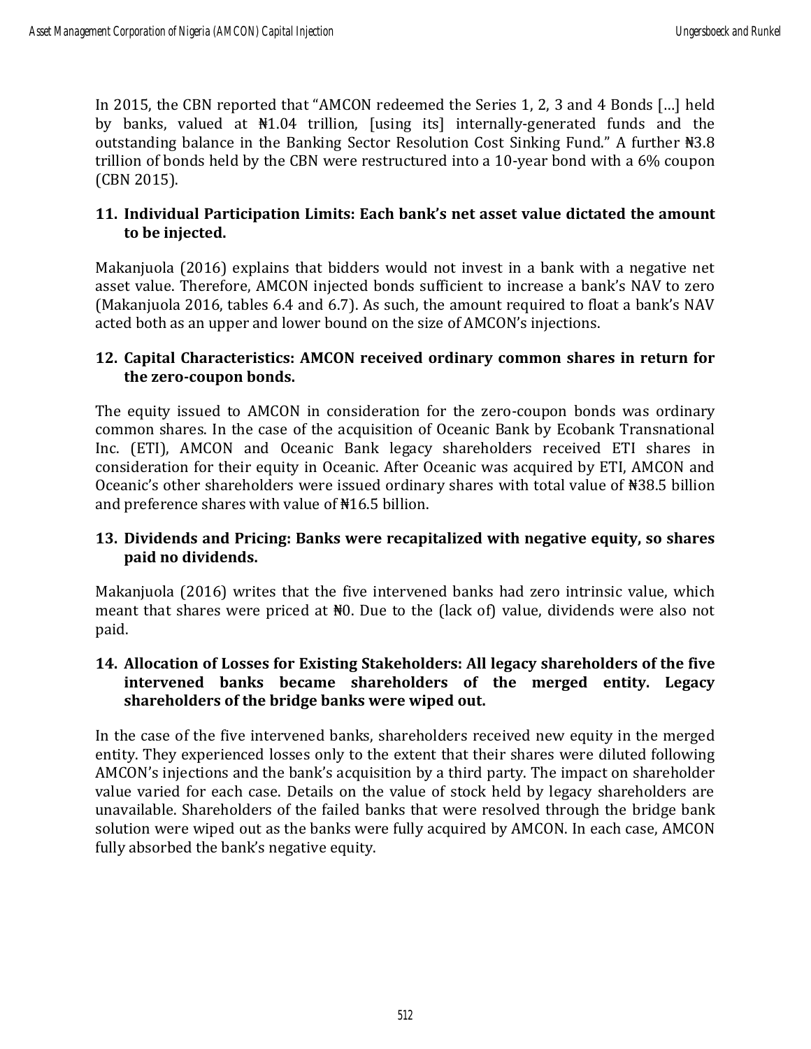In 2015, the CBN reported that "AMCON redeemed the Series 1, 2, 3 and 4 Bonds […] held by banks, valued at ₦1.04 trillion, [using its] internally-generated funds and the outstanding balance in the Banking Sector Resolution Cost Sinking Fund." A further ₦3.8 trillion of bonds held by the CBN were restructured into a 10-year bond with a 6% coupon (CBN 2015).

### 11. Individual Participation Limits: Each bank's net asset value dictated the amount to be injected.

Makanjuola (2016) explains that bidders would not invest in a bank with a negative net asset value. Therefore, AMCON injected bonds sufficient to increase a bank's NAV to zero (Makanjuola 2016, tables 6.4 and 6.7). As such, the amount required to float a bank's NAV acted both as an upper and lower bound on the size of AMCON's injections.

### 12. Capital Characteristics: AMCON received ordinary common shares in return for the zero-coupon bonds.

The equity issued to AMCON in consideration for the zero-coupon bonds was ordinary common shares. In the case of the acquisition of Oceanic Bank by Ecobank Transnational Inc. (ETI), AMCON and Oceanic Bank legacy shareholders received ETI shares in consideration for their equity in Oceanic. After Oceanic was acquired by ETI, AMCON and Oceanic's other shareholders were issued ordinary shares with total value of ₦38.5 billion and preference shares with value of ₦16.5 billion.

### 13. Dividends and Pricing: Banks were recapitalized with negative equity, so shares paid no dividends.

Makanjuola (2016) writes that the five intervened banks had zero intrinsic value, which meant that shares were priced at ₦0. Due to the (lack of) value, dividends were also not paid.

### 14. Allocation of Losses for Existing Stakeholders: All legacy shareholders of the five intervened banks became shareholders of the merged entity. Legacy shareholders of the bridge banks were wiped out.

In the case of the five intervened banks, shareholders received new equity in the merged entity. They experienced losses only to the extent that their shares were diluted following AMCON's injections and the bank's acquisition by a third party. The impact on shareholder value varied for each case. Details on the value of stock held by legacy shareholders are unavailable. Shareholders of the failed banks that were resolved through the bridge bank solution were wiped out as the banks were fully acquired by AMCON. In each case, AMCON fully absorbed the bank's negative equity.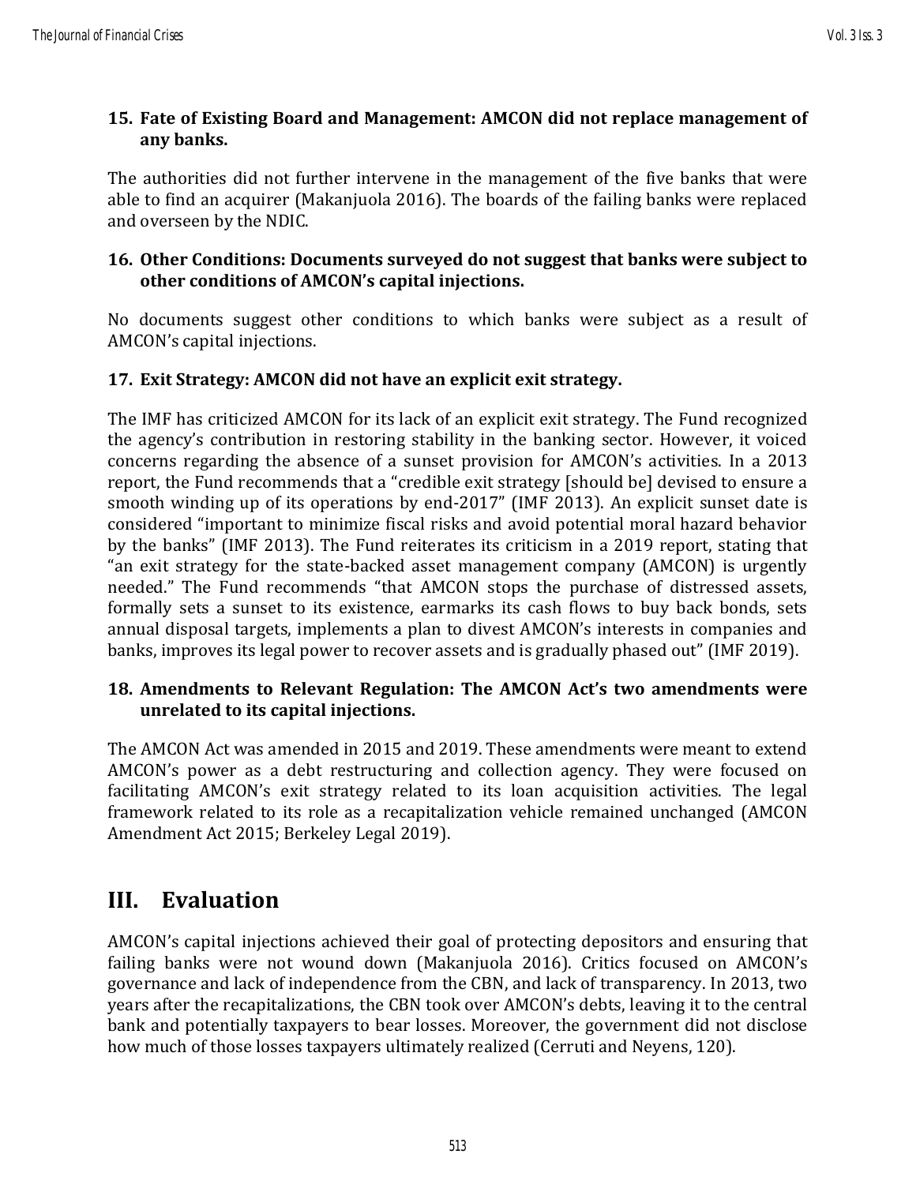**15. Fate of Existing Board and Management: AMCON did not replace management of any banks.**

The authorities did not further intervene in the management of the five banks that were able to find an acquirer (Makanjuola 2016). The boards of the failing banks were replaced and overseen by the NDIC.

**16. Other Conditions: Documents surveyed do not suggest that banks were subject to other conditions of AMCON's capital injections.**

No documents suggest other conditions to which banks were subject as a result of AMCON's capital injections.

**17. Exit Strategy: AMCON did not have an explicit exit strategy.**

The IMF has criticized AMCON for its lack of an explicit exit strategy. The Fund recognized the agency's contribution in restoring stability in the banking sector. However, it voiced concerns regarding the absence of a sunset provision for AMCON's activities. In a 2013 report, the Fund recommends that a "credible exit strategy [should be] devised to ensure a smooth winding up of its operations by end-2017" (IMF 2013). An explicit sunset date is considered "important to minimize fiscal risks and avoid potential moral hazard behavior by the banks" (IMF 2013). The Fund reiterates its criticism in a 2019 report, stating that "an exit strategy for the state-backed asset management company (AMCON) is urgently needed." The Fund recommends "that AMCON stops the purchase of distressed assets, formally sets a sunset to its existence, earmarks its cash flows to buy back bonds, sets annual disposal targets, implements a plan to divest AMCON's interests in companies and banks, improves its legal power to recover assets and is gradually phased out" (IMF 2019).

**18. Amendments to Relevant Regulation: The AMCON Act's two amendments were unrelated to its capital injections.**

The AMCON Act was amended in 2015 and 2019. These amendments were meant to extend AMCON's power as a debt restructuring and collection agency. They were focused on facilitating AMCON's exit strategy related to its loan acquisition activities. The legal framework related to its role as a recapitalization vehicle remained unchanged (AMCON Amendment Act 2015; Berkeley Legal 2019).

## III. Evaluation

AMCON's capital injections achieved their goal of protecting depositors and ensuring that failing banks were not wound down (Makanjuola 2016). Critics focused on AMCON's governance and lack of independence from the CBN, and lack of transparency. In 2013, two years after the recapitalizations, the CBN took over AMCON's debts, leaving it to the central bank and potentially taxpayers to bear losses. Moreover, the government did not disclose how much of those losses taxpayers ultimately realized (Cerruti and Neyens, 120).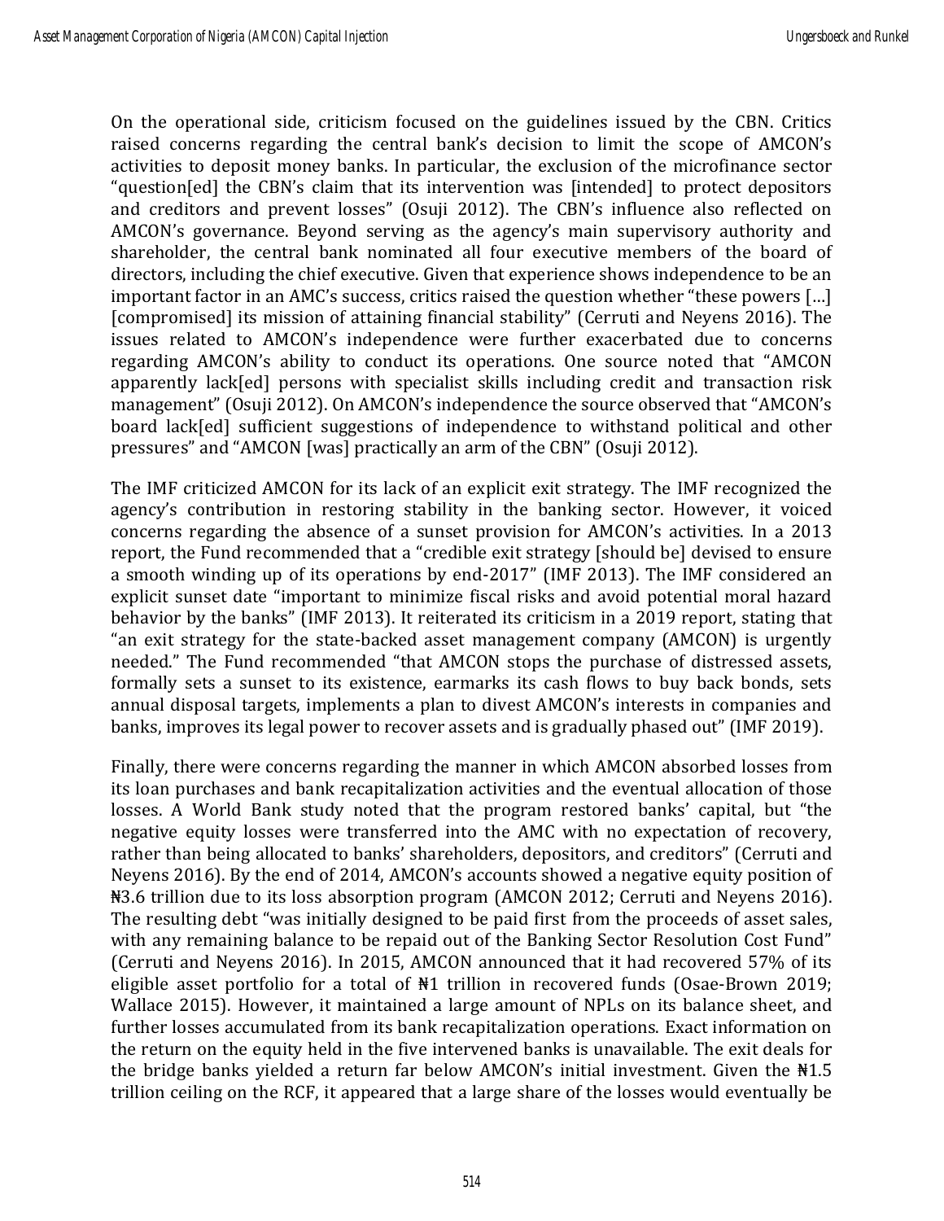On the operational side, criticism focused on the guidelines issued by the CBN. Critics raised concerns regarding the central bank's decision to limit the scope of AMCON's activities to deposit money banks. In particular, the exclusion of the microfinance sector "question[ed] the CBN's claim that its intervention was [intended] to protect depositors and creditors and prevent losses" (Osuji 2012). The CBN's influence also reflected on AMCON's governance. Beyond serving as the agency's main supervisory authority and shareholder, the central bank nominated all four executive members of the board of directors, including the chief executive. Given that experience shows independence to be an important factor in an AMC's success, critics raised the question whether "these powers […] [compromised] its mission of attaining financial stability" (Cerruti and Neyens 2016). The issues related to AMCON's independence were further exacerbated due to concerns regarding AMCON's ability to conduct its operations. One source noted that "AMCON apparently lack[ed] persons with specialist skills including credit and transaction risk management" (Osuji 2012). On AMCON's independence the source observed that "AMCON's board lack[ed] sufficient suggestions of independence to withstand political and other pressures" and "AMCON [was] practically an arm of the CBN" (Osuji 2012).

The IMF criticized AMCON for its lack of an explicit exit strategy. The IMF recognized the agency's contribution in restoring stability in the banking sector. However, it voiced concerns regarding the absence of a sunset provision for AMCON's activities. In a 2013 report, the Fund recommended that a "credible exit strategy [should be] devised to ensure a smooth winding up of its operations by end-2017" (IMF 2013). The IMF considered an explicit sunset date "important to minimize fiscal risks and avoid potential moral hazard behavior by the banks" (IMF 2013). It reiterated its criticism in a 2019 report, stating that "an exit strategy for the state-backed asset management company (AMCON) is urgently needed." The Fund recommended "that AMCON stops the purchase of distressed assets, formally sets a sunset to its existence, earmarks its cash flows to buy back bonds, sets annual disposal targets, implements a plan to divest AMCON's interests in companies and banks, improves its legal power to recover assets and is gradually phased out" (IMF 2019).

Finally, there were concerns regarding the manner in which AMCON absorbed losses from its loan purchases and bank recapitalization activities and the eventual allocation of those losses. A World Bank study noted that the program restored banks' capital, but "the negative equity losses were transferred into the AMC with no expectation of recovery, rather than being allocated to banks' shareholders, depositors, and creditors" (Cerruti and Neyens 2016). By the end of 2014, AMCON's accounts showed a negative equity position of ₦3.6 trillion due to its loss absorption program (AMCON 2012; Cerruti and Neyens 2016). The resulting debt "was initially designed to be paid first from the proceeds of asset sales, with any remaining balance to be repaid out of the Banking Sector Resolution Cost Fund" (Cerruti and Neyens 2016). In 2015, AMCON announced that it had recovered 57% of its eligible asset portfolio for a total of ₦1 trillion in recovered funds (Osae-Brown 2019; Wallace 2015). However, it maintained a large amount of NPLs on its balance sheet, and further losses accumulated from its bank recapitalization operations. Exact information on the return on the equity held in the five intervened banks is unavailable. The exit deals for the bridge banks yielded a return far below AMCON's initial investment. Given the ₦1.5 trillion ceiling on the RCF, it appeared that a large share of the losses would eventually be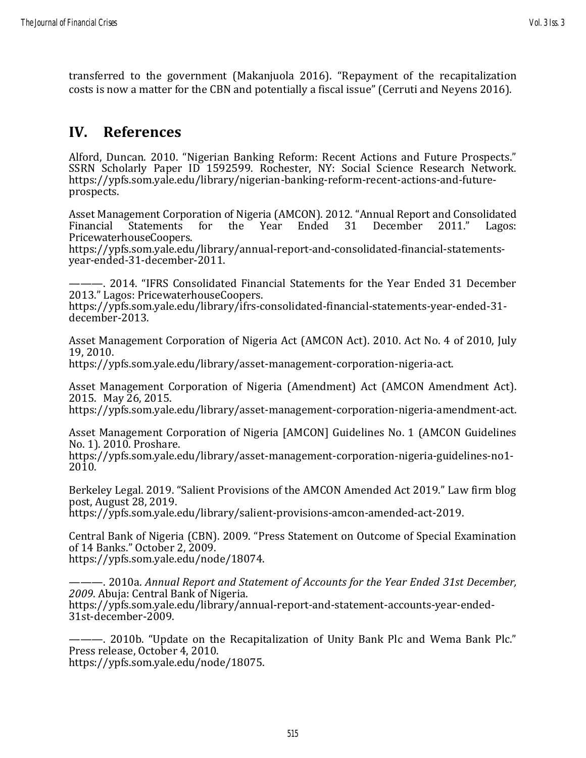transferred to the government (Makanjuola 2016). "Repayment of the recapitalization costs is now a matter for the CBN and potentially a fiscal issue" (Cerruti and Neyens 2016).

## IV. References

Alford, Duncan. 2010. "Nigerian Banking Reform: Recent Actions and Future Prospects." SSRN Scholarly Paper ID 1592599. Rochester, NY: Social Science Research Network. https://ypfs.som.yale.edu/library/nigerian-banking-reform-recent-actions-and-future-prospects.

Asset Management Corporation of Nigeria (AMCON). 2012. "Annual Report and Consolidated Financial Statements for the Year Ended 31 December 2011." Lagos: PricewaterhouseCoopers.
https://ypfs.som.yale.edu/library/annual-report-and-consolidated-financial-statements-year-ended-31-december-2011.

———. 2014. "IFRS Consolidated Financial Statements for the Year Ended 31 December 2013." Lagos: PricewaterhouseCoopers.
https://ypfs.som.yale.edu/library/ifrs-consolidated-financial-statements-year-ended-31-december-2013.

Asset Management Corporation of Nigeria Act (AMCON Act). 2010. Act No. 4 of 2010, July 19, 2010.
https://ypfs.som.yale.edu/library/asset-management-corporation-nigeria-act.

Asset Management Corporation of Nigeria (Amendment) Act (AMCON Amendment Act). 2015. May 26, 2015.
https://ypfs.som.yale.edu/library/asset-management-corporation-nigeria-amendment-act.

Asset Management Corporation of Nigeria [AMCON] Guidelines No. 1 (AMCON Guidelines No. 1). 2010. Proshare.
https://ypfs.som.yale.edu/library/asset-management-corporation-nigeria-guidelines-no1-2010.

Berkeley Legal. 2019. "Salient Provisions of the AMCON Amended Act 2019." Law firm blog post, August 28, 2019.
https://ypfs.som.yale.edu/library/salient-provisions-amcon-amended-act-2019.

Central Bank of Nigeria (CBN). 2009. "Press Statement on Outcome of Special Examination of 14 Banks." October 2, 2009.
https://ypfs.som.yale.edu/node/18074.

———. 2010a. *Annual Report and Statement of Accounts for the Year Ended 31st December, 2009*. Abuja: Central Bank of Nigeria.
https://ypfs.som.yale.edu/library/annual-report-and-statement-accounts-year-ended-31st-december-2009.

———. 2010b. "Update on the Recapitalization of Unity Bank Plc and Wema Bank Plc." Press release, October 4, 2010.
https://ypfs.som.yale.edu/node/18075.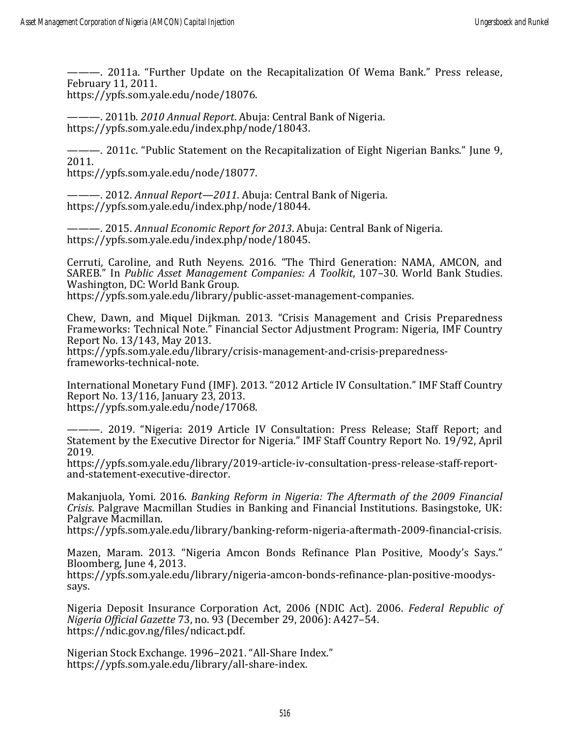———. 2011a. "Further Update on the Recapitalization Of Wema Bank." Press release, February 11, 2011.
https://ypfs.som.yale.edu/node/18076.

———. 2011b. *2010 Annual Report*. Abuja: Central Bank of Nigeria.
https://ypfs.som.yale.edu/index.php/node/18043.

———. 2011c. "Public Statement on the Recapitalization of Eight Nigerian Banks." June 9, 2011.
https://ypfs.som.yale.edu/node/18077.

———. 2012. *Annual Report—2011*. Abuja: Central Bank of Nigeria.
https://ypfs.som.yale.edu/index.php/node/18044.

———. 2015. *Annual Economic Report for 2013*. Abuja: Central Bank of Nigeria.
https://ypfs.som.yale.edu/index.php/node/18045.

Cerruti, Caroline, and Ruth Neyens. 2016. "The Third Generation: NAMA, AMCON, and SAREB." In *Public Asset Management Companies: A Toolkit*, 107–30. World Bank Studies. Washington, DC: World Bank Group.
https://ypfs.som.yale.edu/library/public-asset-management-companies.

Chew, Dawn, and Miquel Dijkman. 2013. "Crisis Management and Crisis Preparedness Frameworks: Technical Note." Financial Sector Adjustment Program: Nigeria, IMF Country Report No. 13/143, May 2013.
https://ypfs.som.yale.edu/library/crisis-management-and-crisis-preparedness-frameworks-technical-note.

International Monetary Fund (IMF). 2013. "2012 Article IV Consultation." IMF Staff Country Report No. 13/116, January 23, 2013.
https://ypfs.som.yale.edu/node/17068.

———. 2019. "Nigeria: 2019 Article IV Consultation: Press Release; Staff Report; and Statement by the Executive Director for Nigeria." IMF Staff Country Report No. 19/92, April 2019.
https://ypfs.som.yale.edu/library/2019-article-iv-consultation-press-release-staff-report-and-statement-executive-director.

Makanjuola, Yomi. 2016. *Banking Reform in Nigeria: The Aftermath of the 2009 Financial Crisis*. Palgrave Macmillan Studies in Banking and Financial Institutions. Basingstoke, UK: Palgrave Macmillan.
https://ypfs.som.yale.edu/library/banking-reform-nigeria-aftermath-2009-financial-crisis.

Mazen, Maram. 2013. "Nigeria Amcon Bonds Refinance Plan Positive, Moody's Says." Bloomberg, June 4, 2013.
https://ypfs.som.yale.edu/library/nigeria-amcon-bonds-refinance-plan-positive-moodys-says.

Nigeria Deposit Insurance Corporation Act, 2006 (NDIC Act). 2006. *Federal Republic of Nigeria Official Gazette* 73, no. 93 (December 29, 2006): A427–54.
https://ndic.gov.ng/files/ndicact.pdf.

Nigerian Stock Exchange. 1996–2021. "All-Share Index."
https://ypfs.som.yale.edu/library/all-share-index.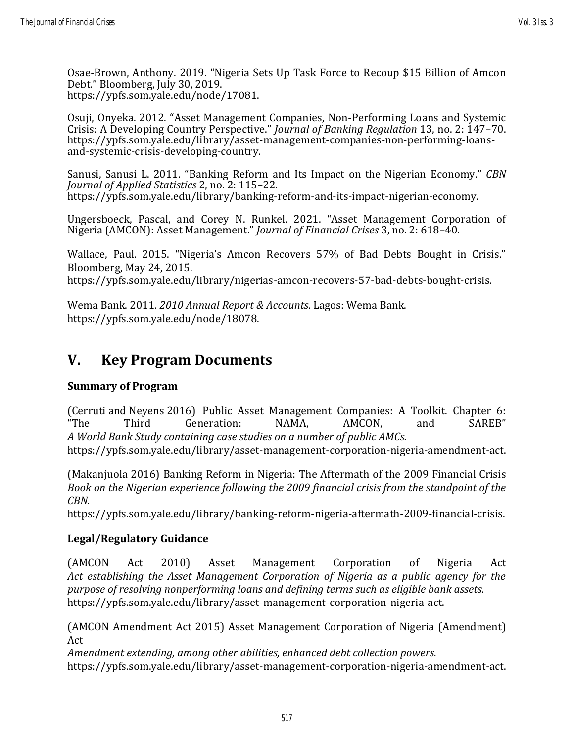Osae-Brown, Anthony. 2019. "Nigeria Sets Up Task Force to Recoup $15 Billion of Amcon Debt." Bloomberg, July 30, 2019.
https://ypfs.som.yale.edu/node/17081.

Osuji, Onyeka. 2012. "Asset Management Companies, Non-Performing Loans and Systemic Crisis: A Developing Country Perspective." *Journal of Banking Regulation* 13, no. 2: 147–70.
https://ypfs.som.yale.edu/library/asset-management-companies-non-performing-loans-and-systemic-crisis-developing-country.

Sanusi, Sanusi L. 2011. "Banking Reform and Its Impact on the Nigerian Economy." *CBN Journal of Applied Statistics* 2, no. 2: 115–22.
https://ypfs.som.yale.edu/library/banking-reform-and-its-impact-nigerian-economy.

Ungersboeck, Pascal, and Corey N. Runkel. 2021. "Asset Management Corporation of Nigeria (AMCON): Asset Management." *Journal of Financial Crises* 3, no. 2: 618–40.

Wallace, Paul. 2015. "Nigeria's Amcon Recovers 57% of Bad Debts Bought in Crisis." Bloomberg, May 24, 2015.
https://ypfs.som.yale.edu/library/nigerias-amcon-recovers-57-bad-debts-bought-crisis.

Wema Bank. 2011. *2010 Annual Report & Accounts*. Lagos: Wema Bank.
https://ypfs.som.yale.edu/node/18078.

## V. Key Program Documents

### Summary of Program

(Cerruti and Neyens 2016) Public Asset Management Companies: A Toolkit. Chapter 6: "The Third Generation: NAMA, AMCON, and SAREB"
*A World Bank Study containing case studies on a number of public AMCs.*
https://ypfs.som.yale.edu/library/asset-management-corporation-nigeria-amendment-act.

(Makanjuola 2016) Banking Reform in Nigeria: The Aftermath of the 2009 Financial Crisis
*Book on the Nigerian experience following the 2009 financial crisis from the standpoint of the CBN.*
https://ypfs.som.yale.edu/library/banking-reform-nigeria-aftermath-2009-financial-crisis.

### Legal/Regulatory Guidance

(AMCON Act 2010) Asset Management Corporation of Nigeria Act
*Act establishing the Asset Management Corporation of Nigeria as a public agency for the purpose of resolving nonperforming loans and defining terms such as eligible bank assets.*
https://ypfs.som.yale.edu/library/asset-management-corporation-nigeria-act.

(AMCON Amendment Act 2015) Asset Management Corporation of Nigeria (Amendment) Act
*Amendment extending, among other abilities, enhanced debt collection powers.*
https://ypfs.som.yale.edu/library/asset-management-corporation-nigeria-amendment-act.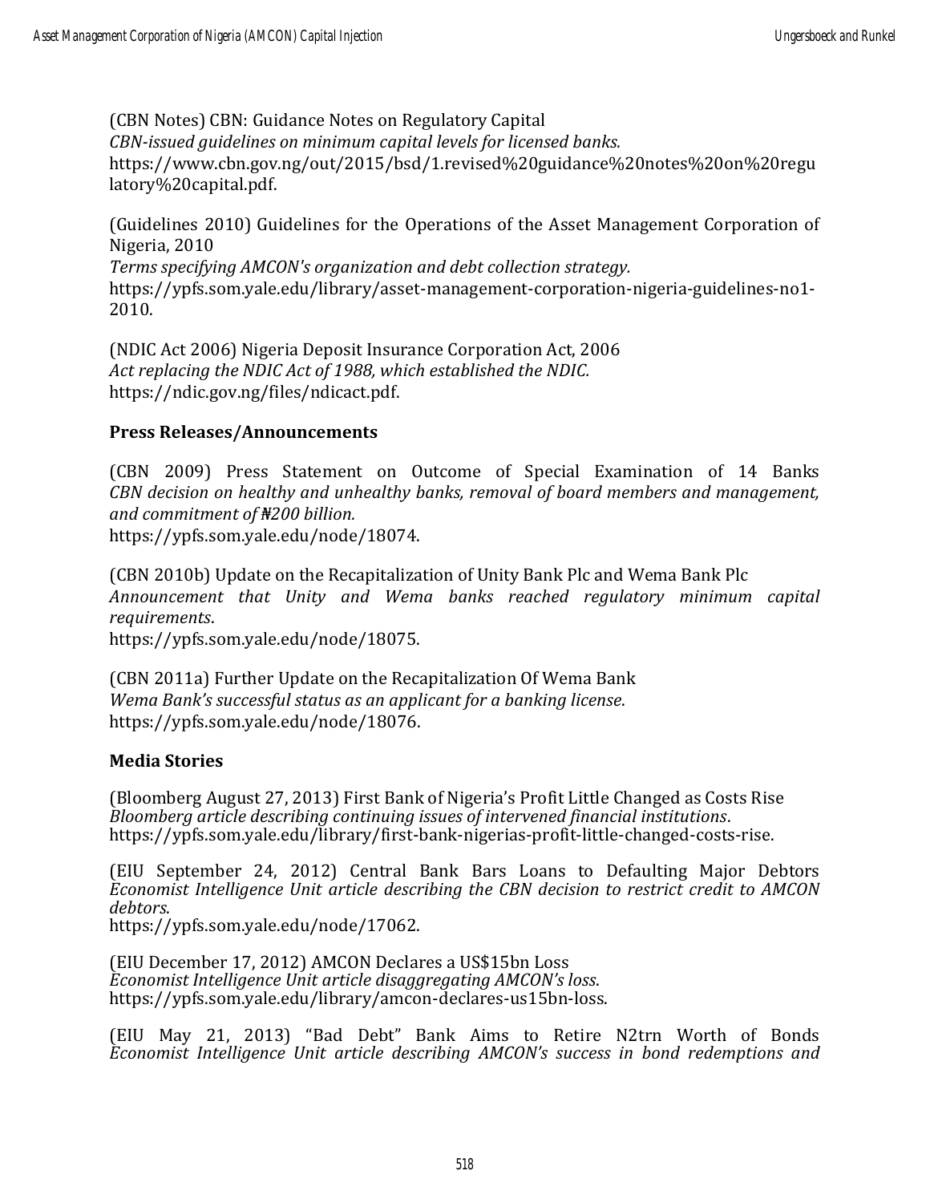(CBN Notes) CBN: Guidance Notes on Regulatory Capital
*CBN-issued guidelines on minimum capital levels for licensed banks.*
https://www.cbn.gov.ng/out/2015/bsd/1.revised%20guidance%20notes%20on%20regulatory%20capital.pdf.

(Guidelines 2010) Guidelines for the Operations of the Asset Management Corporation of Nigeria, 2010
*Terms specifying AMCON's organization and debt collection strategy.*
https://ypfs.som.yale.edu/library/asset-management-corporation-nigeria-guidelines-no1-2010.

(NDIC Act 2006) Nigeria Deposit Insurance Corporation Act, 2006
*Act replacing the NDIC Act of 1988, which established the NDIC.*
https://ndic.gov.ng/files/ndicact.pdf.

**Press Releases/Announcements**

(CBN 2009) Press Statement on Outcome of Special Examination of 14 Banks
*CBN decision on healthy and unhealthy banks, removal of board members and management, and commitment of ₦200 billion.*
https://ypfs.som.yale.edu/node/18074.

(CBN 2010b) Update on the Recapitalization of Unity Bank Plc and Wema Bank Plc
*Announcement that Unity and Wema banks reached regulatory minimum capital requirements*.
https://ypfs.som.yale.edu/node/18075.

(CBN 2011a) Further Update on the Recapitalization Of Wema Bank
*Wema Bank's successful status as an applicant for a banking license*.
https://ypfs.som.yale.edu/node/18076.

**Media Stories**

(Bloomberg August 27, 2013) First Bank of Nigeria's Profit Little Changed as Costs Rise
*Bloomberg article describing continuing issues of intervened financial institutions*.
https://ypfs.som.yale.edu/library/first-bank-nigerias-profit-little-changed-costs-rise.

(EIU September 24, 2012) Central Bank Bars Loans to Defaulting Major Debtors
*Economist Intelligence Unit article describing the CBN decision to restrict credit to AMCON debtors*.
https://ypfs.som.yale.edu/node/17062.

(EIU December 17, 2012) AMCON Declares a US$15bn Loss
*Economist Intelligence Unit article disaggregating AMCON's loss*.
https://ypfs.som.yale.edu/library/amcon-declares-us15bn-loss.

(EIU May 21, 2013) "Bad Debt" Bank Aims to Retire N2trn Worth of Bonds
*Economist Intelligence Unit article describing AMCON's success in bond redemptions and*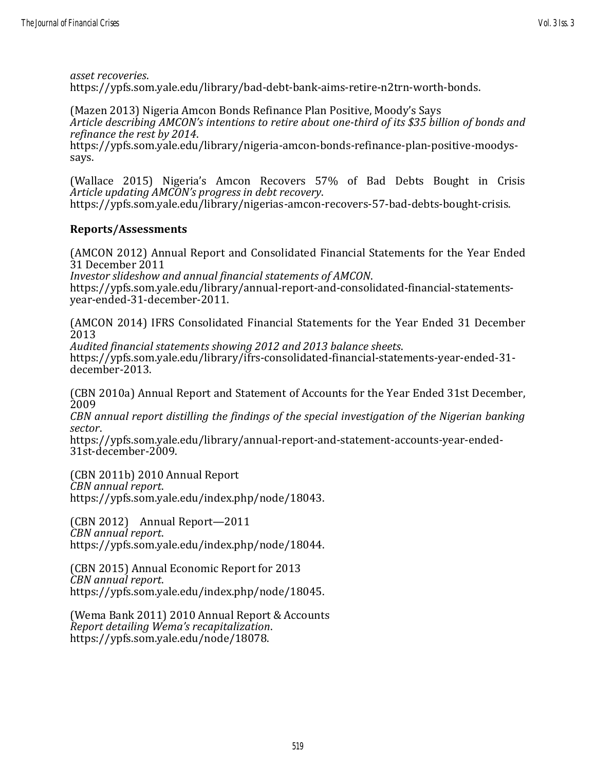*asset recoveries*.
https://ypfs.som.yale.edu/library/bad-debt-bank-aims-retire-n2trn-worth-bonds.

(Mazen 2013) Nigeria Amcon Bonds Refinance Plan Positive, Moody's Says
*Article describing AMCON's intentions to retire about one-third of its $35 billion of bonds and refinance the rest by 2014*.
https://ypfs.som.yale.edu/library/nigeria-amcon-bonds-refinance-plan-positive-moodys-says.

(Wallace 2015) Nigeria's Amcon Recovers 57% of Bad Debts Bought in Crisis
*Article updating AMCON's progress in debt recovery*.
https://ypfs.som.yale.edu/library/nigerias-amcon-recovers-57-bad-debts-bought-crisis.

**Reports/Assessments**

(AMCON 2012) Annual Report and Consolidated Financial Statements for the Year Ended 31 December 2011
*Investor slideshow and annual financial statements of AMCON*.
https://ypfs.som.yale.edu/library/annual-report-and-consolidated-financial-statements-year-ended-31-december-2011.

(AMCON 2014) IFRS Consolidated Financial Statements for the Year Ended 31 December 2013
*Audited financial statements showing 2012 and 2013 balance sheets*.
https://ypfs.som.yale.edu/library/ifrs-consolidated-financial-statements-year-ended-31-december-2013.

(CBN 2010a) Annual Report and Statement of Accounts for the Year Ended 31st December, 2009
*CBN annual report distilling the findings of the special investigation of the Nigerian banking sector*.
https://ypfs.som.yale.edu/library/annual-report-and-statement-accounts-year-ended-31st-december-2009.

(CBN 2011b) 2010 Annual Report
*CBN annual report*.
https://ypfs.som.yale.edu/index.php/node/18043.

(CBN 2012) Annual Report—2011
*CBN annual report*.
https://ypfs.som.yale.edu/index.php/node/18044.

(CBN 2015) Annual Economic Report for 2013
*CBN annual report*.
https://ypfs.som.yale.edu/index.php/node/18045.

(Wema Bank 2011) 2010 Annual Report & Accounts
*Report detailing Wema's recapitalization*.
https://ypfs.som.yale.edu/node/18078.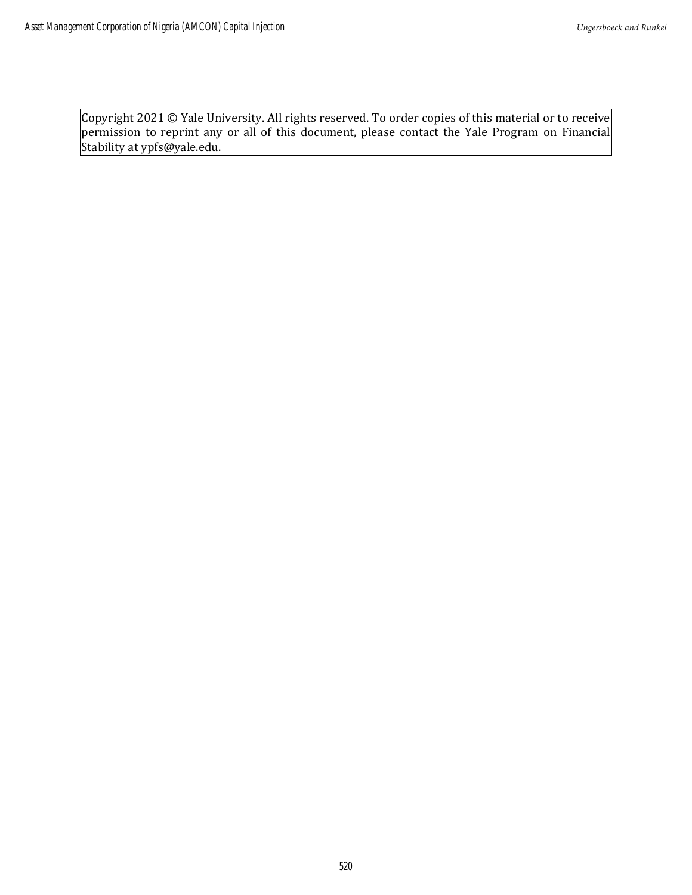Copyright 2021 © Yale University. All rights reserved. To order copies of this material or to receive permission to reprint any or all of this document, please contact the Yale Program on Financial Stability at ypfs@yale.edu.